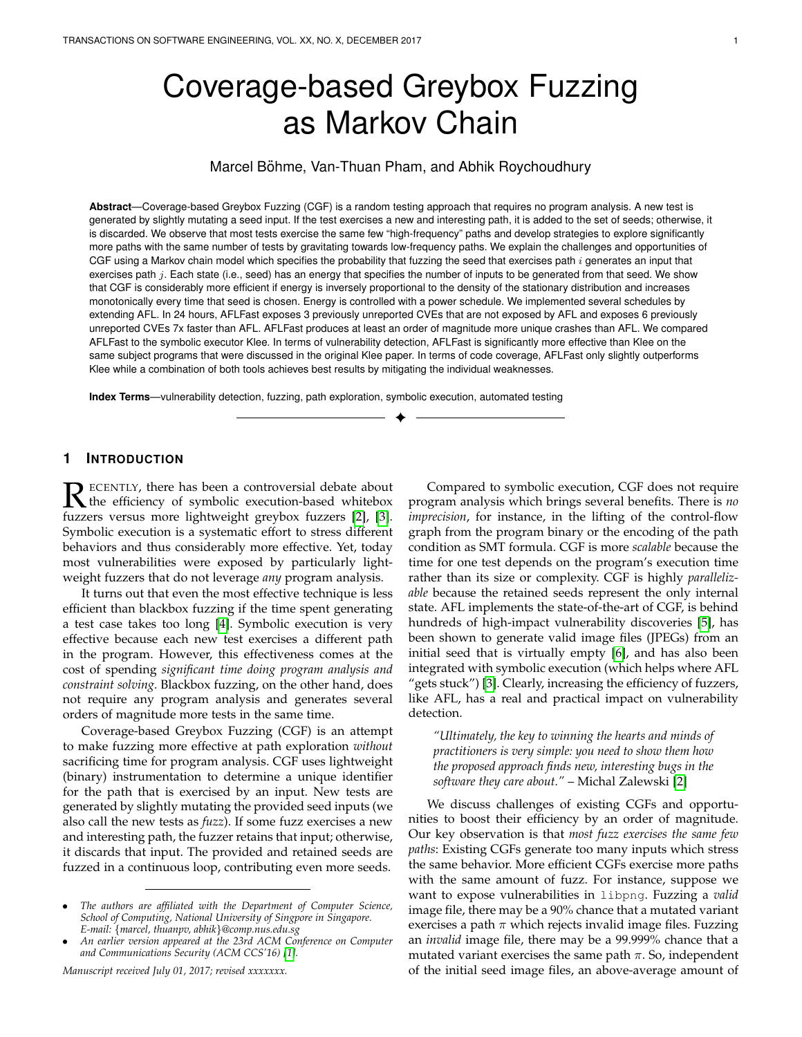# Coverage-based Greybox Fuzzing as Markov Chain

Marcel Böhme, Van-Thuan Pham, and Abhik Roychoudhury

**Abstract**—Coverage-based Greybox Fuzzing (CGF) is a random testing approach that requires no program analysis. A new test is generated by slightly mutating a seed input. If the test exercises a new and interesting path, it is added to the set of seeds; otherwise, it is discarded. We observe that most tests exercise the same few "high-frequency" paths and develop strategies to explore significantly more paths with the same number of tests by gravitating towards low-frequency paths. We explain the challenges and opportunities of CGF using a Markov chain model which specifies the probability that fuzzing the seed that exercises path $i$ generates an input that exercises path $j$. Each state (i.e., seed) has an energy that specifies the number of inputs to be generated from that seed. We show that CGF is considerably more efficient if energy is inversely proportional to the density of the stationary distribution and increases monotonically every time that seed is chosen. Energy is controlled with a power schedule. We implemented several schedules by extending AFL. In 24 hours, AFLFast exposes 3 previously unreported CVEs that are not exposed by AFL and exposes 6 previously unreported CVEs 7x faster than AFL. AFLFast produces at least an order of magnitude more unique crashes than AFL. We compared AFLFast to the symbolic executor Klee. In terms of vulnerability detection, AFLFast is significantly more effective than Klee on the same subject programs that were discussed in the original Klee paper. In terms of code coverage, AFLFast only slightly outperforms Klee while a combination of both tools achieves best results by mitigating the individual weaknesses.

**Index Terms**—vulnerability detection, fuzzing, path exploration, symbolic execution, automated testing

## 1 Introduction

Recently, there has been a controversial debate about the efficiency of symbolic execution-based whitebox fuzzers versus more lightweight greybox fuzzers [2], [3]. Symbolic execution is a systematic effort to stress different behaviors and thus considerably more effective. Yet, today most vulnerabilities were exposed by particularly lightweight fuzzers that do not leverage *any* program analysis.

It turns out that even the most effective technique is less efficient than blackbox fuzzing if the time spent generating a test case takes too long [4]. Symbolic execution is very effective because each new test exercises a different path in the program. However, this effectiveness comes at the cost of spending *significant time doing program analysis and constraint solving*. Blackbox fuzzing, on the other hand, does not require any program analysis and generates several orders of magnitude more tests in the same time.

Coverage-based Greybox Fuzzing (CGF) is an attempt to make fuzzing more effective at path exploration *without* sacrificing time for program analysis. CGF uses lightweight (binary) instrumentation to determine a unique identifier for the path that is exercised by an input. New tests are generated by slightly mutating the provided seed inputs (we also call the new tests as *fuzz*). If some fuzz exercises a new and interesting path, the fuzzer retains that input; otherwise, it discards that input. The provided and retained seeds are fuzzed in a continuous loop, contributing even more seeds.

- *The authors are affiliated with the Department of Computer Science, School of Computing, National University of Singpore in Singapore. E-mail: {marcel, thuanpv, abhik}@comp.nus.edu.sg*
- *An earlier version appeared at the 23rd ACM Conference on Computer and Communications Security (ACM CCS'16) [1].*

*Manuscript received July 01, 2017; revised xxxxxxx.*

Compared to symbolic execution, CGF does not require program analysis which brings several benefits. There is *no imprecision*, for instance, in the lifting of the control-flow graph from the program binary or the encoding of the path condition as SMT formula. CGF is more *scalable* because the time for one test depends on the program's execution time rather than its size or complexity. CGF is highly *parallelizable* because the retained seeds represent the only internal state. AFL implements the state-of-the-art of CGF, is behind hundreds of high-impact vulnerability discoveries [5], has been shown to generate valid image files (JPEGs) from an initial seed that is virtually empty [6], and has also been integrated with symbolic execution (which helps where AFL "gets stuck") [3]. Clearly, increasing the efficiency of fuzzers, like AFL, has a real and practical impact on vulnerability detection.

> *"Ultimately, the key to winning the hearts and minds of practitioners is very simple: you need to show them how the proposed approach finds new, interesting bugs in the software they care about."* – Michal Zalewski [2]

We discuss challenges of existing CGFs and opportunities to boost their efficiency by an order of magnitude. Our key observation is that *most fuzz exercises the same few paths*: Existing CGFs generate too many inputs which stress the same behavior. More efficient CGFs exercise more paths with the same amount of fuzz. For instance, suppose we want to expose vulnerabilities in `libpng`. Fuzzing a *valid* image file, there may be a 90% chance that a mutated variant exercises a path $\pi$ which rejects invalid image files. Fuzzing an *invalid* image file, there may be a 99.999% chance that a mutated variant exercises the same path $\pi$. So, independent of the initial seed image files, an above-average amount of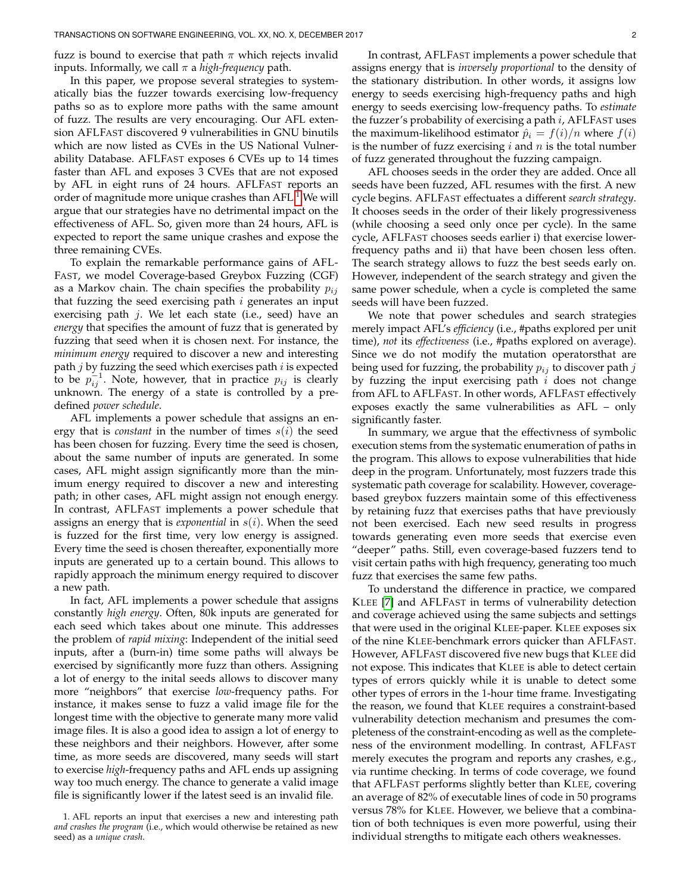fuzz is bound to exercise that path $\pi$ which rejects invalid inputs. Informally, we call $\pi$ a *high-frequency* path.

In this paper, we propose several strategies to systematically bias the fuzzer towards exercising low-frequency paths so as to explore more paths with the same amount of fuzz. The results are very encouraging. Our AFL extension AFLFAST discovered 9 vulnerabilities in GNU binutils which are now listed as CVEs in the US National Vulnerability Database. AFLFAST exposes 6 CVEs up to 14 times faster than AFL and exposes 3 CVEs that are not exposed by AFL in eight runs of 24 hours. AFLFAST reports an order of magnitude more unique crashes than AFL.[1] We will argue that our strategies have no detrimental impact on the effectiveness of AFL. So, given more than 24 hours, AFL is expected to report the same unique crashes and expose the three remaining CVEs.

To explain the remarkable performance gains of AFLFAST, we model Coverage-based Greybox Fuzzing (CGF) as a Markov chain. The chain specifies the probability $p_{ij}$ that fuzzing the seed exercising path $i$ generates an input exercising path $j$. We let each state (i.e., seed) have an *energy* that specifies the amount of fuzz that is generated by fuzzing that seed when it is chosen next. For instance, the *minimum energy* required to discover a new and interesting path $j$ by fuzzing the seed which exercises path $i$ is expected to be $p_{ij}^{-1}$. Note, however, that in practice $p_{ij}$ is clearly unknown. The energy of a state is controlled by a predefined *power schedule*.

AFL implements a power schedule that assigns an energy that is *constant* in the number of times $s(i)$ the seed has been chosen for fuzzing. Every time the seed is chosen, about the same number of inputs are generated. In some cases, AFL might assign significantly more than the minimum energy required to discover a new and interesting path; in other cases, AFL might assign not enough energy. In contrast, AFLFAST implements a power schedule that assigns an energy that is *exponential* in $s(i)$. When the seed is fuzzed for the first time, very low energy is assigned. Every time the seed is chosen thereafter, exponentially more inputs are generated up to a certain bound. This allows to rapidly approach the minimum energy required to discover a new path.

In fact, AFL implements a power schedule that assigns constantly *high energy*. Often, 80k inputs are generated for each seed which takes about one minute. This addresses the problem of *rapid mixing*: Independent of the initial seed inputs, after a (burn-in) time some paths will always be exercised by significantly more fuzz than others. Assigning a lot of energy to the inital seeds allows to discover many more "neighbors" that exercise *low*-frequency paths. For instance, it makes sense to fuzz a valid image file for the longest time with the objective to generate many more valid image files. It is also a good idea to assign a lot of energy to these neighbors and their neighbors. However, after some time, as more seeds are discovered, many seeds will start to exercise *high*-frequency paths and AFL ends up assigning way too much energy. The chance to generate a valid image file is significantly lower if the latest seed is an invalid file.

In contrast, AFLFAST implements a power schedule that assigns energy that is *inversely proportional* to the density of the stationary distribution. In other words, it assigns low energy to seeds exercising high-frequency paths and high energy to seeds exercising low-frequency paths. To *estimate* the fuzzer's probability of exercising a path $i$, AFLFAST uses the maximum-likelihood estimator $\hat{p}_i = f(i)/n$ where $f(i)$ is the number of fuzz exercising $i$ and $n$ is the total number of fuzz generated throughout the fuzzing campaign.

AFL chooses seeds in the order they are added. Once all seeds have been fuzzed, AFL resumes with the first. A new cycle begins. AFLFAST effectuates a different *search strategy*. It chooses seeds in the order of their likely progressiveness (while choosing a seed only once per cycle). In the same cycle, AFLFAST chooses seeds earlier i) that exercise lower-frequency paths and ii) that have been chosen less often. The search strategy allows to fuzz the best seeds early on. However, independent of the search strategy and given the same power schedule, when a cycle is completed the same seeds will have been fuzzed.

We note that power schedules and search strategies merely impact AFL's *efficiency* (i.e., #paths explored per unit time), *not* its *effectiveness* (i.e., #paths explored on average). Since we do not modify the mutation operatorsthat are being used for fuzzing, the probability $p_{ij}$ to discover path $j$ by fuzzing the input exercising path $i$ does not change from AFL to AFLFAST. In other words, AFLFAST effectively exposes exactly the same vulnerabilities as AFL – only significantly faster.

In summary, we argue that the effectivness of symbolic execution stems from the systematic enumeration of paths in the program. This allows to expose vulnerabilities that hide deep in the program. Unfortunately, most fuzzers trade this systematic path coverage for scalability. However, coverage-based greybox fuzzers maintain some of this effectiveness by retaining fuzz that exercises paths that have previously not been exercised. Each new seed results in progress towards generating even more seeds that exercise even "deeper" paths. Still, even coverage-based fuzzers tend to visit certain paths with high frequency, generating too much fuzz that exercises the same few paths.

To understand the difference in practice, we compared KLEE [7] and AFLFAST in terms of vulnerability detection and coverage achieved using the same subjects and settings that were used in the original KLEE-paper. KLEE exposes six of the nine KLEE-benchmark errors quicker than AFLFAST. However, AFLFAST discovered five new bugs that KLEE did not expose. This indicates that KLEE is able to detect certain types of errors quickly while it is unable to detect some other types of errors in the 1-hour time frame. Investigating the reason, we found that KLEE requires a constraint-based vulnerability detection mechanism and presumes the completeness of the constraint-encoding as well as the completeness of the environment modelling. In contrast, AFLFAST merely executes the program and reports any crashes, e.g., via runtime checking. In terms of code coverage, we found that AFLFAST performs slightly better than KLEE, covering an average of 82% of executable lines of code in 50 programs versus 78% for KLEE. However, we believe that a combination of both techniques is even more powerful, using their individual strengths to mitigate each others weaknesses.

1. AFL reports an input that exercises a new and interesting path *and crashes the program* (i.e., which would otherwise be retained as new seed) as a *unique crash*.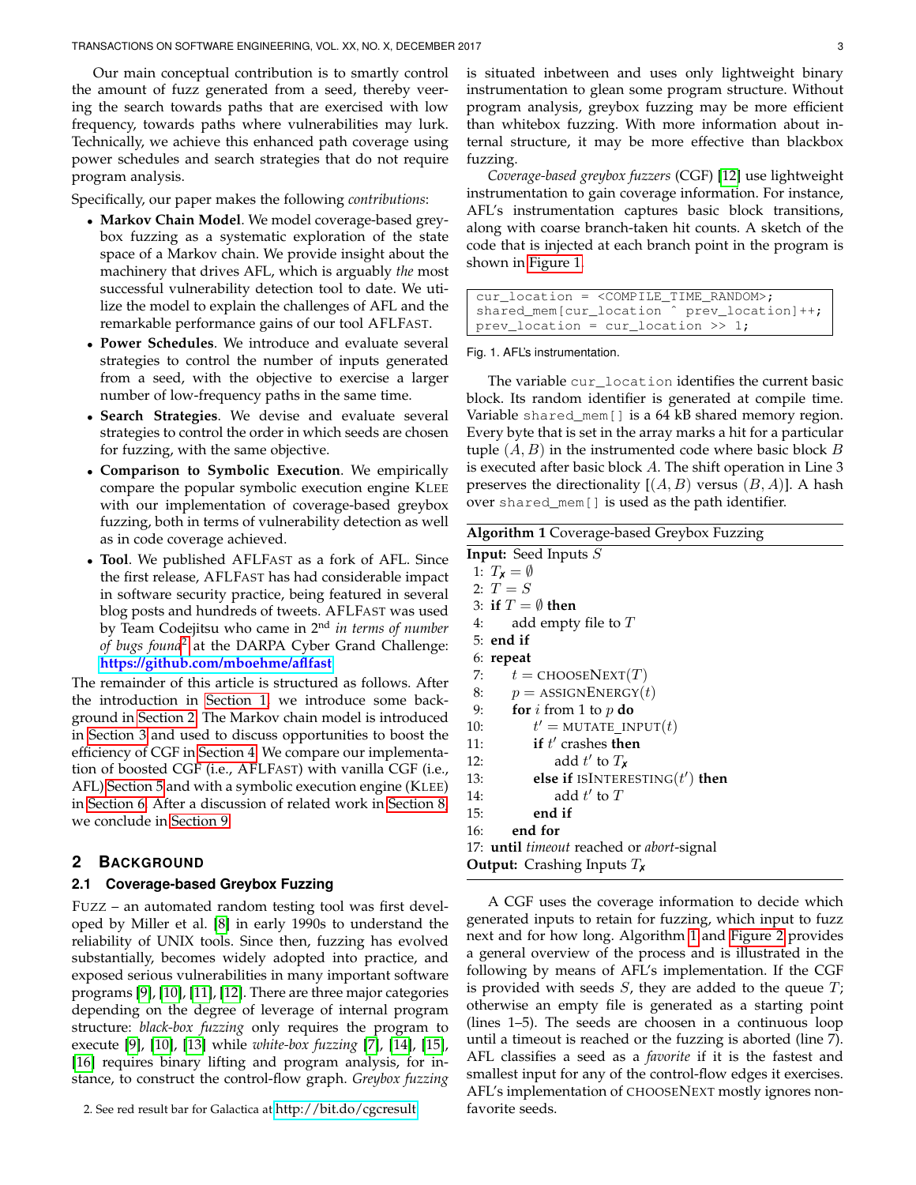Our main conceptual contribution is to smartly control the amount of fuzz generated from a seed, thereby veering the search towards paths that are exercised with low frequency, towards paths where vulnerabilities may lurk. Technically, we achieve this enhanced path coverage using power schedules and search strategies that do not require program analysis.

Specifically, our paper makes the following *contributions*:

- **Markov Chain Model**. We model coverage-based greybox fuzzing as a systematic exploration of the state space of a Markov chain. We provide insight about the machinery that drives AFL, which is arguably *the* most successful vulnerability detection tool to date. We utilize the model to explain the challenges of AFL and the remarkable performance gains of our tool AFLFAST.
- **Power Schedules**. We introduce and evaluate several strategies to control the number of inputs generated from a seed, with the objective to exercise a larger number of low-frequency paths in the same time.
- **Search Strategies**. We devise and evaluate several strategies to control the order in which seeds are chosen for fuzzing, with the same objective.
- **Comparison to Symbolic Execution**. We empirically compare the popular symbolic execution engine KLEE with our implementation of coverage-based greybox fuzzing, both in terms of vulnerability detection as well as in code coverage achieved.
- **Tool**. We published AFLFAST as a fork of AFL. Since the first release, AFLFAST has had considerable impact in software security practice, being featured in several blog posts and hundreds of tweets. AFLFAST was used by Team Codejitsu who came in 2nd *in terms of number of bugs found*[2] at the DARPA Cyber Grand Challenge: **https://github.com/mboehme/aflfast**

The remainder of this article is structured as follows. After the introduction in Section 1, we introduce some background in Section 2. The Markov chain model is introduced in Section 3 and used to discuss opportunities to boost the efficiency of CGF in Section 4. We compare our implementation of boosted CGF (i.e., AFLFAST) with vanilla CGF (i.e., AFL) Section 5 and with a symbolic execution engine (KLEE) in Section 6. After a discussion of related work in Section 8, we conclude in Section 9.

## 2 Background

### 2.1 Coverage-based Greybox Fuzzing

FUZZ – an automated random testing tool was first developed by Miller et al. [8] in early 1990s to understand the reliability of UNIX tools. Since then, fuzzing has evolved substantially, becomes widely adopted into practice, and exposed serious vulnerabilities in many important software programs [9], [10], [11], [12]. There are three major categories depending on the degree of leverage of internal program structure: *black-box fuzzing* only requires the program to execute [9], [10], [13] while *white-box fuzzing* [7], [14], [15], [16] requires binary lifting and program analysis, for instance, to construct the control-flow graph. *Greybox fuzzing* is situated inbetween and uses only lightweight binary instrumentation to glean some program structure. Without program analysis, greybox fuzzing may be more efficient than whitebox fuzzing. With more information about internal structure, it may be more effective than blackbox fuzzing.

*Coverage-based greybox fuzzers* (CGF) [12] use lightweight instrumentation to gain coverage information. For instance, AFL's instrumentation captures basic block transitions, along with coarse branch-taken hit counts. A sketch of the code that is injected at each branch point in the program is shown in Figure 1.

```
cur_location = <COMPILE_TIME_RANDOM>;
shared_mem[cur_location ^ prev_location]++;
prev_location = cur_location >> 1;
```

Fig. 1. AFL's instrumentation.

The variable `cur_location` identifies the current basic block. Its random identifier is generated at compile time. Variable `shared_mem[]` is a 64 kB shared memory region. Every byte that is set in the array marks a hit for a particular tuple $(A, B)$ in the instrumented code where basic block $B$ is executed after basic block $A$. The shift operation in Line 3 preserves the directionality [$(A, B)$ versus $(B, A)$]. A hash over `shared_mem[]` is used as the path identifier.

**Algorithm 1** Coverage-based Greybox Fuzzing

**Input:** Seed Inputs $S$
1: $T_{✗} = \emptyset$
2: $T = S$
3: **if** $T = \emptyset$ **then**
4: &nbsp;&nbsp;&nbsp;&nbsp;add empty file to $T$
5: **end if**
6: **repeat**
7: &nbsp;&nbsp;&nbsp;&nbsp;$t$ = CHOOSENEXT($T$)
8: &nbsp;&nbsp;&nbsp;&nbsp;$p$ = ASSIGNENERGY($t$)
9: &nbsp;&nbsp;&nbsp;&nbsp;**for** $i$ from 1 to $p$ **do**
10: &nbsp;&nbsp;&nbsp;&nbsp;&nbsp;&nbsp;&nbsp;&nbsp;$t'$ = MUTATE_INPUT($t$)
11: &nbsp;&nbsp;&nbsp;&nbsp;&nbsp;&nbsp;&nbsp;&nbsp;**if** $t'$ crashes **then**
12: &nbsp;&nbsp;&nbsp;&nbsp;&nbsp;&nbsp;&nbsp;&nbsp;&nbsp;&nbsp;&nbsp;&nbsp;add $t'$ to $T_{✗}$
13: &nbsp;&nbsp;&nbsp;&nbsp;&nbsp;&nbsp;&nbsp;&nbsp;**else if** ISINTERESTING($t'$) **then**
14: &nbsp;&nbsp;&nbsp;&nbsp;&nbsp;&nbsp;&nbsp;&nbsp;&nbsp;&nbsp;&nbsp;&nbsp;add $t'$ to $T$
15: &nbsp;&nbsp;&nbsp;&nbsp;&nbsp;&nbsp;&nbsp;&nbsp;**end if**
16: &nbsp;&nbsp;&nbsp;&nbsp;**end for**
17: **until** *timeout* reached or *abort*-signal
**Output:** Crashing Inputs $T_{✗}$

A CGF uses the coverage information to decide which generated inputs to retain for fuzzing, which input to fuzz next and for how long. Algorithm 1 and Figure 2 provides a general overview of the process and is illustrated in the following by means of AFL's implementation. If the CGF is provided with seeds $S$, they are added to the queue $T$; otherwise an empty file is generated as a starting point (lines 1–5). The seeds are choosen in a continuous loop until a timeout is reached or the fuzzing is aborted (line 7). AFL classifies a seed as a *favorite* if it is the fastest and smallest input for any of the control-flow edges it exercises. AFL's implementation of CHOOSENEXT mostly ignores non-favorite seeds.

2. See red result bar for Galactica at http://bit.do/cgcresult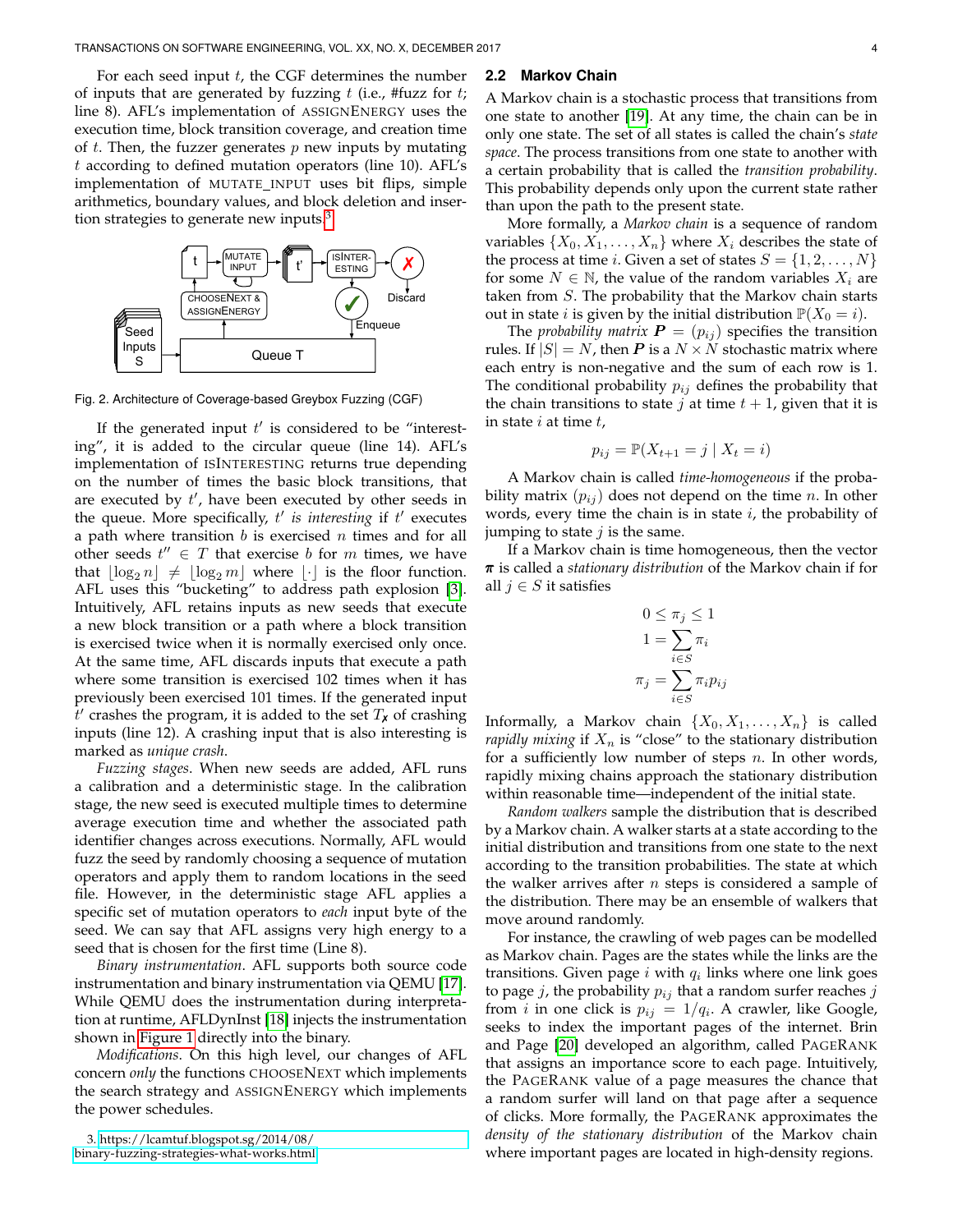For each seed input $t$, the CGF determines the number of inputs that are generated by fuzzing $t$ (i.e., #fuzz for $t$; line 8). AFL's implementation of ASSIGNENERGY uses the execution time, block transition coverage, and creation time of $t$. Then, the fuzzer generates $p$ new inputs by mutating $t$ according to defined mutation operators (line 10). AFL's implementation of MUTATE_INPUT uses bit flips, simple arithmetics, boundary values, and block deletion and insertion strategies to generate new inputs.[3]

Fig. 2. Architecture of Coverage-based Greybox Fuzzing (CGF)

If the generated input $t'$ is considered to be "interesting", it is added to the circular queue (line 14). AFL's implementation of ISINTERESTING returns true depending on the number of times the basic block transitions, that are executed by $t'$, have been executed by other seeds in the queue. More specifically, $t'$ *is interesting* if $t'$ executes a path where transition $b$ is exercised $n$ times and for all other seeds $t'' \in T$ that exercise $b$ for $m$ times, we have that $\lfloor \log_2 n \rfloor \neq \lfloor \log_2 m \rfloor$ where $\lfloor \cdot \rfloor$ is the floor function. AFL uses this "bucketing" to address path explosion [3]. Intuitively, AFL retains inputs as new seeds that execute a new block transition or a path where a block transition is exercised twice when it is normally exercised only once. At the same time, AFL discards inputs that execute a path where some transition is exercised 102 times when it has previously been exercised 101 times. If the generated input $t'$ crashes the program, it is added to the set $T_{\text{✗}}$ of crashing inputs (line 12). A crashing input that is also interesting is marked as *unique crash*.

*Fuzzing stages*. When new seeds are added, AFL runs a calibration and a deterministic stage. In the calibration stage, the new seed is executed multiple times to determine average execution time and whether the associated path identifier changes across executions. Normally, AFL would fuzz the seed by randomly choosing a sequence of mutation operators and apply them to random locations in the seed file. However, in the deterministic stage AFL applies a specific set of mutation operators to *each* input byte of the seed. We can say that AFL assigns very high energy to a seed that is chosen for the first time (Line 8).

*Binary instrumentation*. AFL supports both source code instrumentation and binary instrumentation via QEMU [17]. While QEMU does the instrumentation during interpretation at runtime, AFLDynInst [18] injects the instrumentation shown in Figure 1 directly into the binary.

*Modifications*. On this high level, our changes of AFL concern *only* the functions CHOOSENEXT which implements the search strategy and ASSIGNENERGY which implements the power schedules.

3. https://lcamtuf.blogspot.sg/2014/08/binary-fuzzing-strategies-what-works.html

## 2.2 Markov Chain

A Markov chain is a stochastic process that transitions from one state to another [19]. At any time, the chain can be in only one state. The set of all states is called the chain's *state space*. The process transitions from one state to another with a certain probability that is called the *transition probability*. This probability depends only upon the current state rather than upon the path to the present state.

More formally, a *Markov chain* is a sequence of random variables $\{X_0, X_1, \ldots, X_n\}$ where $X_i$ describes the state of the process at time $i$. Given a set of states $S = \{1, 2, \ldots, N\}$ for some $N \in \mathbb{N}$, the value of the random variables $X_i$ are taken from $S$. The probability that the Markov chain starts out in state $i$ is given by the initial distribution $\mathbb{P}(X_0 = i)$.

The *probability matrix* $\boldsymbol{P} = (p_{ij})$ specifies the transition rules. If $|S| = N$, then $\boldsymbol{P}$ is a $N \times N$ stochastic matrix where each entry is non-negative and the sum of each row is 1. The conditional probability $p_{ij}$ defines the probability that the chain transitions to state $j$ at time $t+1$, given that it is in state $i$ at time $t$,

$$p_{ij} = \mathbb{P}(X_{t+1} = j \mid X_t = i)$$

A Markov chain is called *time-homogeneous* if the probability matrix $(p_{ij})$ does not depend on the time $n$. In other words, every time the chain is in state $i$, the probability of jumping to state $j$ is the same.

If a Markov chain is time homogeneous, then the vector $\boldsymbol{\pi}$ is called a *stationary distribution* of the Markov chain if for all $j \in S$ it satisfies

$$\begin{aligned} 0 &\leq \pi_j \leq 1 \\ 1 &= \sum_{i \in S} \pi_i \\ \pi_j &= \sum_{i \in S} \pi_i p_{ij} \end{aligned}$$

Informally, a Markov chain $\{X_0, X_1, \ldots, X_n\}$ is called *rapidly mixing* if $X_n$ is "close" to the stationary distribution for a sufficiently low number of steps $n$. In other words, rapidly mixing chains approach the stationary distribution within reasonable time—independent of the initial state.

*Random walkers* sample the distribution that is described by a Markov chain. A walker starts at a state according to the initial distribution and transitions from one state to the next according to the transition probabilities. The state at which the walker arrives after $n$ steps is considered a sample of the distribution. There may be an ensemble of walkers that move around randomly.

For instance, the crawling of web pages can be modelled as Markov chain. Pages are the states while the links are the transitions. Given page $i$ with $q_i$ links where one link goes to page $j$, the probability $p_{ij}$ that a random surfer reaches $j$ from $i$ in one click is $p_{ij} = 1/q_i$. A crawler, like Google, seeks to index the important pages of the internet. Brin and Page [20] developed an algorithm, called PAGERANK that assigns an importance score to each page. Intuitively, the PAGERANK value of a page measures the chance that a random surfer will land on that page after a sequence of clicks. More formally, the PAGERANK approximates the *density of the stationary distribution* of the Markov chain where important pages are located in high-density regions.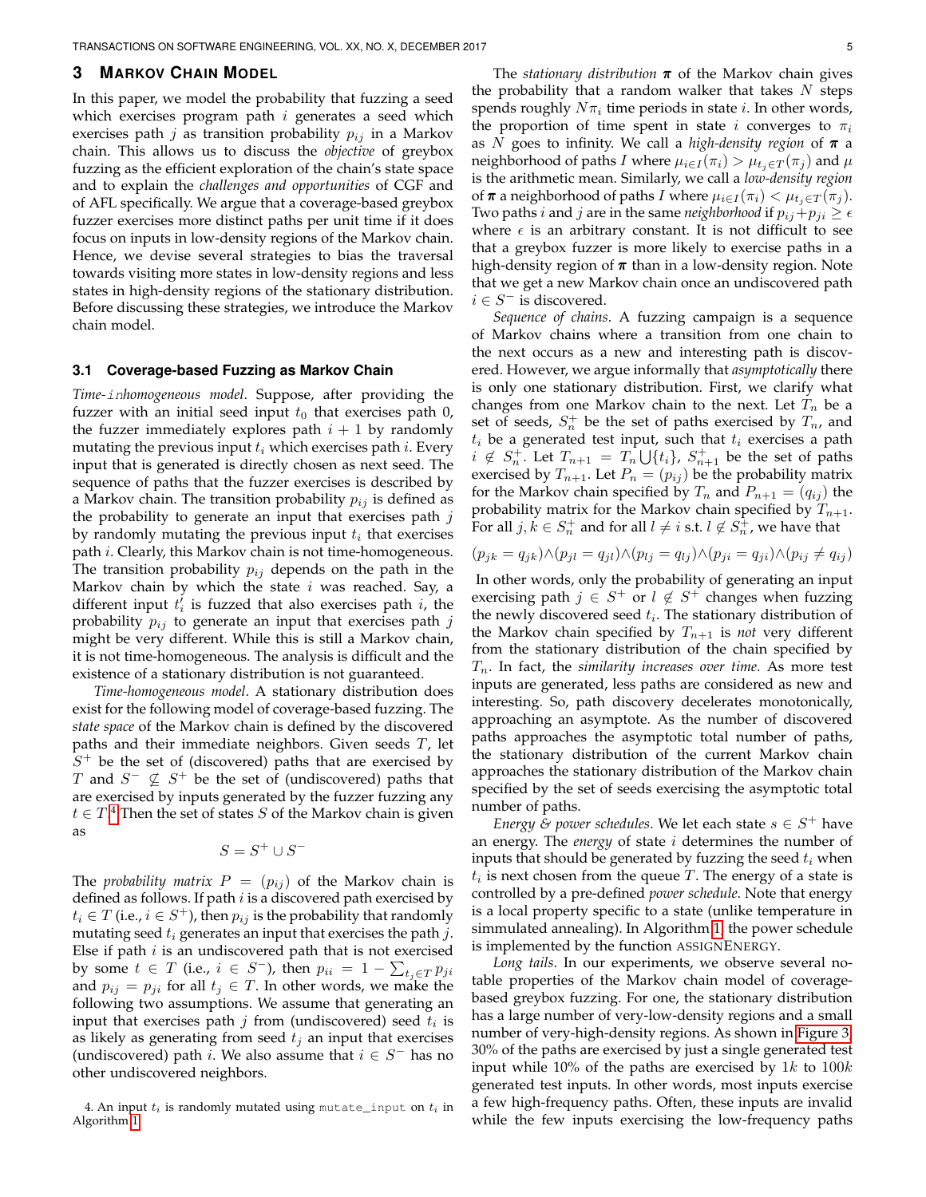## 3 Markov Chain Model

In this paper, we model the probability that fuzzing a seed which exercises program path $i$ generates a seed which exercises path $j$ as transition probability $p_{ij}$ in a Markov chain. This allows us to discuss the *objective* of greybox fuzzing as the efficient exploration of the chain's state space and to explain the *challenges and opportunities* of CGF and of AFL specifically. We argue that a coverage-based greybox fuzzer exercises more distinct paths per unit time if it does focus on inputs in low-density regions of the Markov chain. Hence, we devise several strategies to bias the traversal towards visiting more states in low-density regions and less states in high-density regions of the stationary distribution. Before discussing these strategies, we introduce the Markov chain model.

### 3.1 Coverage-based Fuzzing as Markov Chain

*Time-inhomogeneous model*. Suppose, after providing the fuzzer with an initial seed input $t_0$ that exercises path 0, the fuzzer immediately explores path $i+1$ by randomly mutating the previous input $t_i$ which exercises path $i$. Every input that is generated is directly chosen as next seed. The sequence of paths that the fuzzer exercises is described by a Markov chain. The transition probability $p_{ij}$ is defined as the probability to generate an input that exercises path $j$ by randomly mutating the previous input $t_i$ that exercises path $i$. Clearly, this Markov chain is not time-homogeneous. The transition probability $p_{ij}$ depends on the path in the Markov chain by which the state $i$ was reached. Say, a different input $t_i'$ is fuzzed that also exercises path $i$, the probability $p_{ij}$ to generate an input that exercises path $j$ might be very different. While this is still a Markov chain, it is not time-homogeneous. The analysis is difficult and the existence of a stationary distribution is not guaranteed.

*Time-homogeneous model*. A stationary distribution does exist for the following model of coverage-based fuzzing. The *state space* of the Markov chain is defined by the discovered paths and their immediate neighbors. Given seeds $T$, let $S^+$ be the set of (discovered) paths that are exercised by $T$ and $S^- \not\subseteq S^+$ be the set of (undiscovered) paths that are exercised by inputs generated by the fuzzer fuzzing any $t \in T$.[4] Then the set of states $S$ of the Markov chain is given as

$$S = S^+ \cup S^-$$

The *probability matrix* $P = (p_{ij})$ of the Markov chain is defined as follows. If path $i$ is a discovered path exercised by $t_i \in T$ (i.e., $i \in S^+$), then $p_{ij}$ is the probability that randomly mutating seed $t_i$ generates an input that exercises the path $j$. Else if path $i$ is an undiscovered path that is not exercised by some $t \in T$ (i.e., $i \in S^-$), then $p_{ii} = 1 - \sum_{t_j \in T} p_{ji}$ and $p_{ij} = p_{ji}$ for all $t_j \in T$. In other words, we make the following two assumptions. We assume that generating an input that exercises path $j$ from (undiscovered) seed $t_i$ is as likely as generating from seed $t_j$ an input that exercises (undiscovered) path $i$. We also assume that $i \in S^-$ has no other undiscovered neighbors.

4. An input $t_i$ is randomly mutated using `mutate_input` on $t_i$ in Algorithm 1.

The *stationary distribution* $\boldsymbol{\pi}$ of the Markov chain gives the probability that a random walker that takes $N$ steps spends roughly $N\pi_i$ time periods in state $i$. In other words, the proportion of time spent in state $i$ converges to $\pi_i$ as $N$ goes to infinity. We call a *high-density region* of $\boldsymbol{\pi}$ a neighborhood of paths $I$ where $\mu_{i \in I}(\pi_i) > \mu_{t_j \in T}(\pi_j)$ and $\mu$ is the arithmetic mean. Similarly, we call a *low-density region* of $\boldsymbol{\pi}$ a neighborhood of paths $I$ where $\mu_{i \in I}(\pi_i) < \mu_{t_j \in T}(\pi_j)$. Two paths $i$ and $j$ are in the same *neighborhood* if $p_{ij} + p_{ji} \geq \epsilon$ where $\epsilon$ is an arbitrary constant. It is not difficult to see that a greybox fuzzer is more likely to exercise paths in a high-density region of $\boldsymbol{\pi}$ than in a low-density region. Note that we get a new Markov chain once an undiscovered path $i \in S^-$ is discovered.

*Sequence of chains*. A fuzzing campaign is a sequence of Markov chains where a transition from one chain to the next occurs as a new and interesting path is discovered. However, we argue informally that *asymptotically* there is only one stationary distribution. First, we clarify what changes from one Markov chain to the next. Let $T_n$ be a set of seeds, $S_n^+$ be the set of paths exercised by $T_n$, and $t_i$ be a generated test input, such that $t_i$ exercises a path $i \not\in S_n^+$. Let $T_{n+1} = T_n \bigcup \{t_i\}$, $S_{n+1}^+$ be the set of paths exercised by $T_{n+1}$. Let $P_n = (p_{ij})$ be the probability matrix for the Markov chain specified by $T_n$ and $P_{n+1} = (q_{ij})$ the probability matrix for the Markov chain specified by $T_{n+1}$. For all $j, k \in S_n^+$ and for all $l \neq i$ s.t. $l \not\in S_n^+$, we have that

$$(p_{jk} = q_{jk}) \wedge (p_{jl} = q_{jl}) \wedge (p_{lj} = q_{lj}) \wedge (p_{ji} = q_{ji}) \wedge (p_{ij} \neq q_{ij})$$

In other words, only the probability of generating an input exercising path $j \in S^+$ or $l \not\in S^+$ changes when fuzzing the newly discovered seed $t_i$. The stationary distribution of the Markov chain specified by $T_{n+1}$ is *not* very different from the stationary distribution of the chain specified by $T_n$. In fact, the *similarity increases over time*. As more test inputs are generated, less paths are considered as new and interesting. So, path discovery decelerates monotonically, approaching an asymptote. As the number of discovered paths approaches the asymptotic total number of paths, the stationary distribution of the current Markov chain approaches the stationary distribution of the Markov chain specified by the set of seeds exercising the asymptotic total number of paths.

*Energy & power schedules*. We let each state $s \in S^+$ have an energy. The *energy* of state $i$ determines the number of inputs that should be generated by fuzzing the seed $t_i$ when $t_i$ is next chosen from the queue $T$. The energy of a state is controlled by a pre-defined *power schedule*. Note that energy is a local property specific to a state (unlike temperature in simmulated annealing). In Algorithm 1, the power schedule is implemented by the function ASSIGNENERGY.

*Long tails*. In our experiments, we observe several notable properties of the Markov chain model of coverage-based greybox fuzzing. For one, the stationary distribution has a large number of very-low-density regions and a small number of very-high-density regions. As shown in Figure 3, 30% of the paths are exercised by just a single generated test input while 10% of the paths are exercised by $1k$ to $100k$ generated test inputs. In other words, most inputs exercise a few high-frequency paths. Often, these inputs are invalid while the few inputs exercising the low-frequency paths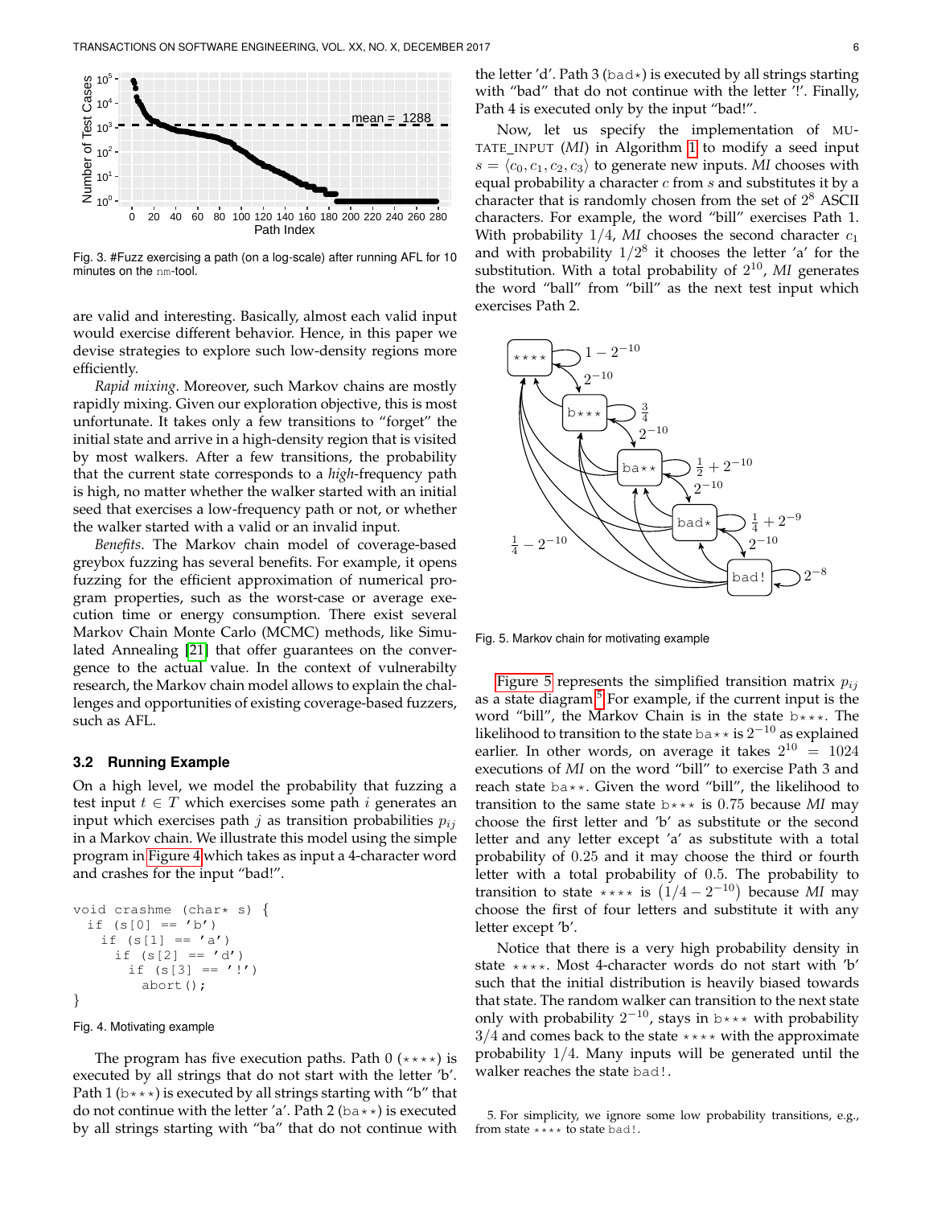Fig. 3. #Fuzz exercising a path (on a log-scale) after running AFL for 10 minutes on the nm-tool.

are valid and interesting. Basically, almost each valid input would exercise different behavior. Hence, in this paper we devise strategies to explore such low-density regions more efficiently.

*Rapid mixing*. Moreover, such Markov chains are mostly rapidly mixing. Given our exploration objective, this is most unfortunate. It takes only a few transitions to "forget" the initial state and arrive in a high-density region that is visited by most walkers. After a few transitions, the probability that the current state corresponds to a *high*-frequency path is high, no matter whether the walker started with an initial seed that exercises a low-frequency path or not, or whether the walker started with a valid or an invalid input.

*Benefits*. The Markov chain model of coverage-based greybox fuzzing has several benefits. For example, it opens fuzzing for the efficient approximation of numerical program properties, such as the worst-case or average execution time or energy consumption. There exist several Markov Chain Monte Carlo (MCMC) methods, like Simulated Annealing [21] that offer guarantees on the convergence to the actual value. In the context of vulnerabilty research, the Markov chain model allows to explain the challenges and opportunities of existing coverage-based fuzzers, such as AFL.

### 3.2 Running Example

On a high level, we model the probability that fuzzing a test input $t \in T$ which exercises some path $i$ generates an input which exercises path $j$ as transition probabilities $p_{ij}$ in a Markov chain. We illustrate this model using the simple program in Figure 4 which takes as input a 4-character word and crashes for the input "bad!".

```
void crashme (char* s) {
  if (s[0] == 'b')
   if (s[1] == 'a')
     if (s[2] == 'd')
       if (s[3] == '!')
         abort();
}
```

Fig. 4. Motivating example

The program has five execution paths. Path 0 ($\star\star\star\star$) is executed by all strings that do not start with the letter 'b'. Path 1 (b$\star\star\star$) is executed by all strings starting with "b" that do not continue with the letter 'a'. Path 2 (ba$\star\star$) is executed by all strings starting with "ba" that do not continue with the letter 'd'. Path 3 (bad$\star$) is executed by all strings starting with "bad" that do not continue with the letter '!'. Finally, Path 4 is executed only by the input "bad!".

Now, let us specify the implementation of MUTATE_INPUT (*MI*) in Algorithm 1 to modify a seed input $s = \langle c_0, c_1, c_2, c_3 \rangle$ to generate new inputs. *MI* chooses with equal probability a character $c$ from $s$ and substitutes it by a character that is randomly chosen from the set of $2^8$ ASCII characters. For example, the word "bill" exercises Path 1. With probability $1/4$, *MI* chooses the second character $c_1$ and with probability $1/2^8$ it chooses the letter 'a' for the substitution. With a total probability of $2^{10}$, *MI* generates the word "ball" from "bill" as the next test input which exercises Path 2.

Fig. 5. Markov chain for motivating example

Figure 5 represents the simplified transition matrix $p_{ij}$ as a state diagram.[5] For example, if the current input is the word "bill", the Markov Chain is in the state b$\star\star\star$. The likelihood to transition to the state ba$\star\star$ is $2^{-10}$ as explained earlier. In other words, on average it takes $2^{10} = 1024$ executions of *MI* on the word "bill" to exercise Path 3 and reach state ba$\star\star$. Given the word "bill", the likelihood to transition to the same state b$\star\star\star$ is 0.75 because *MI* may choose the first letter and 'b' as substitute or the second letter and any letter except 'a' as substitute with a total probability of 0.25 and it may choose the third or fourth letter with a total probability of 0.5. The probability to transition to state $\star\star\star\star$ is $(1/4 - 2^{-10})$ because *MI* may choose the first of four letters and substitute it with any letter except 'b'.

Notice that there is a very high probability density in state $\star\star\star\star$. Most 4-character words do not start with 'b' such that the initial distribution is heavily biased towards that state. The random walker can transition to the next state only with probability $2^{-10}$, stays in b$\star\star\star$ with probability $3/4$ and comes back to the state $\star\star\star\star$ with the approximate probability $1/4$. Many inputs will be generated until the walker reaches the state bad!.

5. For simplicity, we ignore some low probability transitions, e.g., from state $\star\star\star\star$ to state bad!.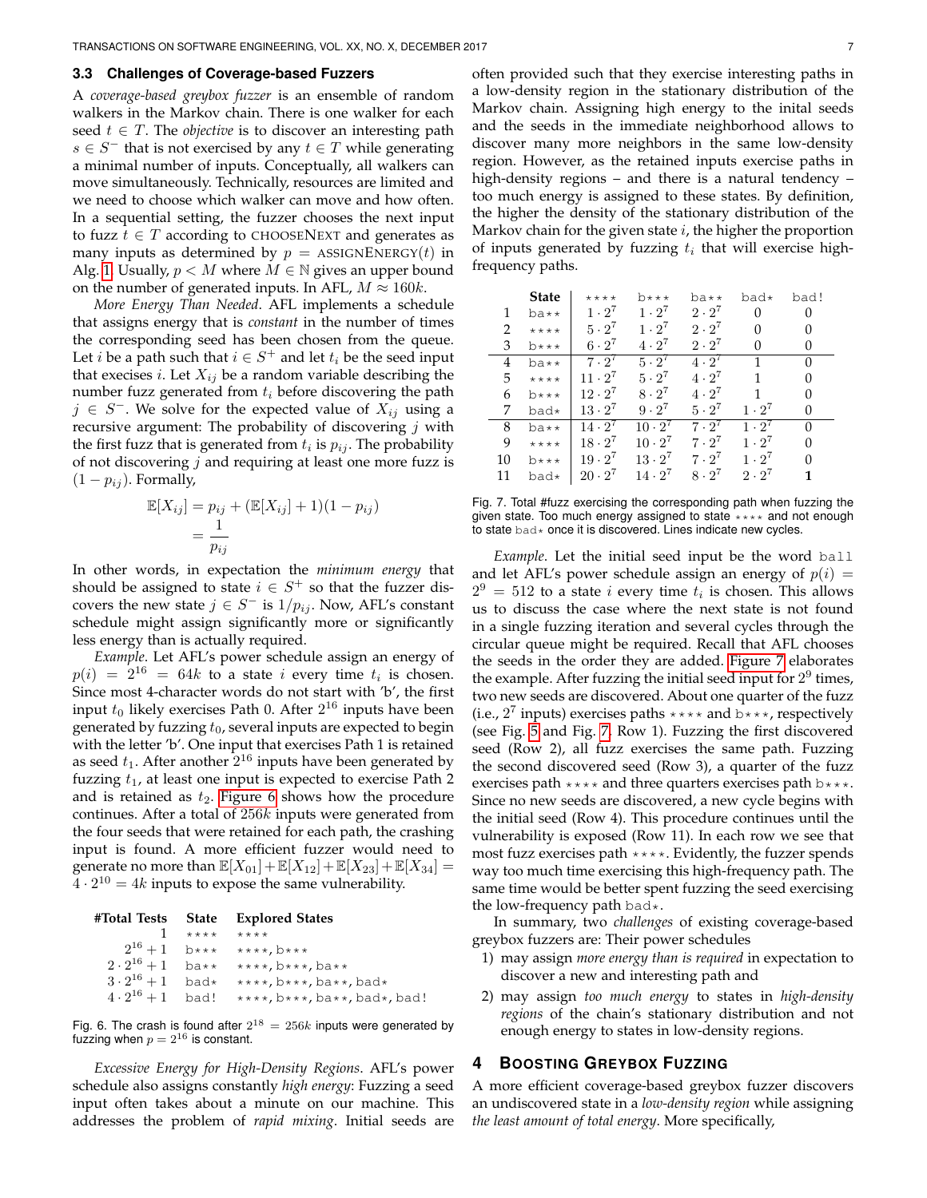### 3.3 Challenges of Coverage-based Fuzzers

A *coverage-based greybox fuzzer* is an ensemble of random walkers in the Markov chain. There is one walker for each seed $t \in T$. The *objective* is to discover an interesting path $s \in S^-$ that is not exercised by any $t \in T$ while generating a minimal number of inputs. Conceptually, all walkers can move simultaneously. Technically, resources are limited and we need to choose which walker can move and how often. In a sequential setting, the fuzzer chooses the next input to fuzz $t \in T$ according to CHOOSENEXT and generates as many inputs as determined by $p$ = ASSIGNENERGY($t$) in Alg. 1. Usually, $p < M$ where $M \in \mathbb{N}$ gives an upper bound on the number of generated inputs. In AFL, $M \approx 160k$.

*More Energy Than Needed*. AFL implements a schedule that assigns energy that is *constant* in the number of times the corresponding seed has been chosen from the queue. Let $i$ be a path such that $i \in S^+$ and let $t_i$ be the seed input that execises $i$. Let $X_{ij}$ be a random variable describing the number fuzz generated from $t_i$ before discovering the path $j \in S^-$. We solve for the expected value of $X_{ij}$ using a recursive argument: The probability of discovering $j$ with the first fuzz that is generated from $t_i$ is $p_{ij}$. The probability of not discovering $j$ and requiring at least one more fuzz is $(1 - p_{ij})$. Formally,

$$\mathbb{E}[X_{ij}] = p_{ij} + (\mathbb{E}[X_{ij}] + 1)(1 - p_{ij}) = \frac{1}{p_{ij}}$$

In other words, in expectation the *minimum energy* that should be assigned to state $i \in S^+$ so that the fuzzer discovers the new state $j \in S^-$ is $1/p_{ij}$. Now, AFL's constant schedule might assign significantly more or significantly less energy than is actually required.

*Example*. Let AFL's power schedule assign an energy of $p(i) = 2^{16} = 64k$ to a state $i$ every time $t_i$ is chosen. Since most 4-character words do not start with 'b', the first input $t_0$ likely exercises Path 0. After $2^{16}$ inputs have been generated by fuzzing $t_0$, several inputs are expected to begin with the letter 'b'. One input that exercises Path 1 is retained as seed $t_1$. After another $2^{16}$ inputs have been generated by fuzzing $t_1$, at least one input is expected to exercise Path 2 and is retained as $t_2$. Figure 6 shows how the procedure continues. After a total of $256k$ inputs were generated from the four seeds that were retained for each path, the crashing input is found. A more efficient fuzzer would need to generate no more than $\mathbb{E}[X_{01}] + \mathbb{E}[X_{12}] + \mathbb{E}[X_{23}] + \mathbb{E}[X_{34}] = 4 \cdot 2^{10} = 4k$ inputs to expose the same vulnerability.

| #Total Tests | State | Explored States |
|---|---|---|
| $1$ | ⋆⋆⋆⋆ | ⋆⋆⋆⋆ |
| $2^{16}+1$ | b⋆⋆⋆ | ⋆⋆⋆⋆, b⋆⋆⋆ |
| $2 \cdot 2^{16}+1$ | ba⋆⋆ | ⋆⋆⋆⋆, b⋆⋆⋆, ba⋆⋆ |
| $3 \cdot 2^{16}+1$ | bad⋆ | ⋆⋆⋆⋆, b⋆⋆⋆, ba⋆⋆, bad⋆ |
| $4 \cdot 2^{16}+1$ | bad! | ⋆⋆⋆⋆, b⋆⋆⋆, ba⋆⋆, bad⋆, bad! |

Fig. 6. The crash is found after $2^{18} = 256k$ inputs were generated by fuzzing when $p = 2^{16}$ is constant.

*Excessive Energy for High-Density Regions*. AFL's power schedule also assigns constantly *high energy*: Fuzzing a seed input often takes about a minute on our machine. This addresses the problem of *rapid mixing*. Initial seeds are often provided such that they exercise interesting paths in a low-density region in the stationary distribution of the Markov chain. Assigning high energy to the inital seeds and the seeds in the immediate neighborhood allows to discover many more neighbors in the same low-density region. However, as the retained inputs exercise paths in high-density regions – and there is a natural tendency – too much energy is assigned to these states. By definition, the higher the density of the stationary distribution of the Markov chain for the given state $i$, the higher the proportion of inputs generated by fuzzing $t_i$ that will exercise high-frequency paths.

| | State | ⋆⋆⋆⋆ | b⋆⋆⋆ | ba⋆⋆ | bad⋆ | bad! |
|---|---|---|---|---|---|---|
| 1 | ba⋆⋆ | $1 \cdot 2^7$ | $1 \cdot 2^7$ | $2 \cdot 2^7$ | 0 | 0 |
| 2 | ⋆⋆⋆⋆ | $5 \cdot 2^7$ | $1 \cdot 2^7$ | $2 \cdot 2^7$ | 0 | 0 |
| 3 | b⋆⋆⋆ | $6 \cdot 2^7$ | $4 \cdot 2^7$ | $2 \cdot 2^7$ | 0 | 0 |
| 4 | ba⋆⋆ | $7 \cdot 2^7$ | $5 \cdot 2^7$ | $4 \cdot 2^7$ | 1 | 0 |
| 5 | ⋆⋆⋆⋆ | $11 \cdot 2^7$ | $5 \cdot 2^7$ | $4 \cdot 2^7$ | 1 | 0 |
| 6 | b⋆⋆⋆ | $12 \cdot 2^7$ | $8 \cdot 2^7$ | $4 \cdot 2^7$ | 1 | 0 |
| 7 | bad⋆ | $13 \cdot 2^7$ | $9 \cdot 2^7$ | $5 \cdot 2^7$ | $1 \cdot 2^7$ | 0 |
| 8 | ba⋆⋆ | $14 \cdot 2^7$ | $10 \cdot 2^7$ | $7 \cdot 2^7$ | $1 \cdot 2^7$ | 0 |
| 9 | ⋆⋆⋆⋆ | $18 \cdot 2^7$ | $10 \cdot 2^7$ | $7 \cdot 2^7$ | $1 \cdot 2^7$ | 0 |
| 10 | b⋆⋆⋆ | $19 \cdot 2^7$ | $13 \cdot 2^7$ | $7 \cdot 2^7$ | $1 \cdot 2^7$ | 0 |
| 11 | bad⋆ | $20 \cdot 2^7$ | $14 \cdot 2^7$ | $8 \cdot 2^7$ | $2 \cdot 2^7$ | **1** |

Fig. 7. Total #fuzz exercising the corresponding path when fuzzing the given state. Too much energy assigned to state ⋆⋆⋆⋆ and not enough to state bad⋆ once it is discovered. Lines indicate new cycles.

*Example*. Let the initial seed input be the word ball and let AFL's power schedule assign an energy of $p(i) = 2^9 = 512$ to a state $i$ every time $t_i$ is chosen. This allows us to discuss the case where the next state is not found in a single fuzzing iteration and several cycles through the circular queue might be required. Recall that AFL chooses the seeds in the order they are added. Figure 7 elaborates the example. After fuzzing the initial seed input for $2^9$ times, two new seeds are discovered. About one quarter of the fuzz (i.e., $2^7$ inputs) exercises paths ⋆⋆⋆⋆ and b⋆⋆⋆, respectively (see Fig. 5 and Fig. 7, Row 1). Fuzzing the first discovered seed (Row 2), all fuzz exercises the same path. Fuzzing the second discovered seed (Row 3), a quarter of the fuzz exercises path ⋆⋆⋆⋆ and three quarters exercises path b⋆⋆⋆. Since no new seeds are discovered, a new cycle begins with the initial seed (Row 4). This procedure continues until the vulnerability is exposed (Row 11). In each row we see that most fuzz exercises path ⋆⋆⋆⋆. Evidently, the fuzzer spends way too much time exercising this high-frequency path. The same time would be better spent fuzzing the seed exercising the low-frequency path bad⋆.

In summary, two *challenges* of existing coverage-based greybox fuzzers are: Their power schedules

1) may assign *more energy than is required* in expectation to discover a new and interesting path and
2) may assign *too much energy* to states in *high-density regions* of the chain's stationary distribution and not enough energy to states in low-density regions.

## 4 Boosting Greybox Fuzzing

A more efficient coverage-based greybox fuzzer discovers an undiscovered state in a *low-density region* while assigning *the least amount of total energy*. More specifically,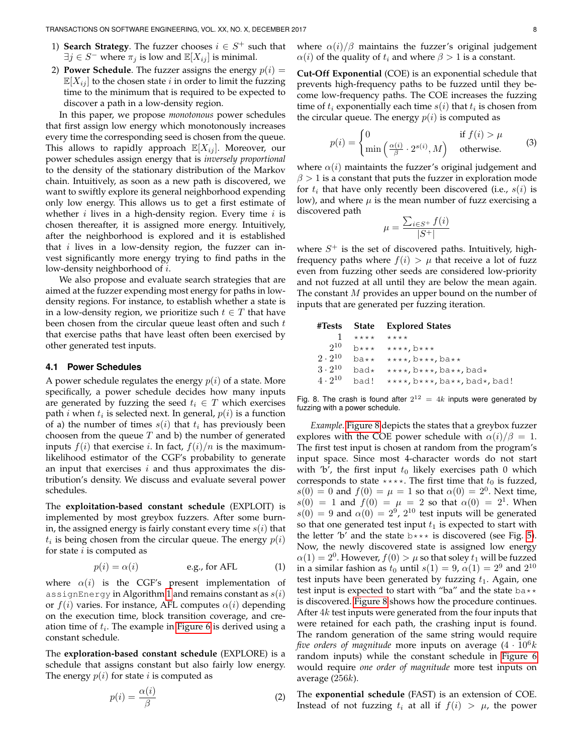1) **Search Strategy**. The fuzzer chooses $i \in S^+$ such that $\exists j \in S^-$ where $\pi_j$ is low and $\mathbb{E}[X_{ij}]$ is minimal.
2) **Power Schedule**. The fuzzer assigns the energy $p(i) = \mathbb{E}[X_{ij}]$ to the chosen state $i$ in order to limit the fuzzing time to the minimum that is required to be expected to discover a path in a low-density region.

In this paper, we propose *monotonous* power schedules that first assign low energy which monotonously increases every time the corresponding seed is chosen from the queue. This allows to rapidly approach $\mathbb{E}[X_{ij}]$. Moreover, our power schedules assign energy that is *inversely proportional* to the density of the stationary distribution of the Markov chain. Intuitively, as soon as a new path is discovered, we want to swiftly explore its general neighborhood expending only low energy. This allows us to get a first estimate of whether $i$ lives in a high-density region. Every time $i$ is chosen thereafter, it is assigned more energy. Intuitively, after the neighborhood is explored and it is established that $i$ lives in a low-density region, the fuzzer can invest significantly more energy trying to find paths in the low-density neighborhood of $i$.

We also propose and evaluate search strategies that are aimed at the fuzzer expending most energy for paths in low-density regions. For instance, to establish whether a state is in a low-density region, we prioritize such $t \in T$ that have been chosen from the circular queue least often and such $t$ that exercise paths that have least often been exercised by other generated test inputs.

### 4.1 Power Schedules

A power schedule regulates the energy $p(i)$ of a state. More specifically, a power schedule decides how many inputs are generated by fuzzing the seed $t_i \in T$ which exercises path $i$ when $t_i$ is selected next. In general, $p(i)$ is a function of a) the number of times $s(i)$ that $t_i$ has previously been choosen from the queue $T$ and b) the number of generated inputs $f(i)$ that exercise $i$. In fact, $f(i)/n$ is the maximum-likelihood estimator of the CGF's probability to generate an input that exercises $i$ and thus approximates the distribution's density. We discuss and evaluate several power schedules.

The **exploitation-based constant schedule** (EXPLOIT) is implemented by most greybox fuzzers. After some burn-in, the assigned energy is fairly constant every time $s(i)$ that $t_i$ is being chosen from the circular queue. The energy $p(i)$ for state $i$ is computed as

$$p(i) = \alpha(i) \qquad \text{e.g., for AFL} \tag{1}$$

where $\alpha(i)$ is the CGF's present implementation of `assignEnergy` in Algorithm 1 and remains constant as $s(i)$ or $f(i)$ varies. For instance, AFL computes $\alpha(i)$ depending on the execution time, block transition coverage, and creation time of $t_i$. The example in Figure 6 is derived using a constant schedule.

The **exploration-based constant schedule** (EXPLORE) is a schedule that assigns constant but also fairly low energy. The energy $p(i)$ for state $i$ is computed as

$$p(i) = \frac{\alpha(i)}{\beta} \tag{2}$$

where $\alpha(i)/\beta$ maintains the fuzzer's original judgement $\alpha(i)$ of the quality of $t_i$ and where $\beta > 1$ is a constant.

**Cut-Off Exponential** (COE) is an exponential schedule that prevents high-frequency paths to be fuzzed until they become low-frequency paths. The COE increases the fuzzing time of $t_i$ exponentially each time $s(i)$ that $t_i$ is chosen from the circular queue. The energy $p(i)$ is computed as

$$p(i) = \begin{cases} 0 & \text{if } f(i) > \mu \\ \min\left(\frac{\alpha(i)}{\beta} \cdot 2^{s(i)}, M\right) & \text{otherwise.} \end{cases} \tag{3}$$

where $\alpha(i)$ maintaints the fuzzer's original judgement and $\beta > 1$ is a constant that puts the fuzzer in exploration mode for $t_i$ that have only recently been discovered (i.e., $s(i)$ is low), and where $\mu$ is the mean number of fuzz exercising a discovered path

$$\mu = \frac{\sum_{i \in S^+} f(i)}{|S^+|}$$

where $S^+$ is the set of discovered paths. Intuitively, high-frequency paths where $f(i) > \mu$ that receive a lot of fuzz even from fuzzing other seeds are considered low-priority and not fuzzed at all until they are below the mean again. The constant $M$ provides an upper bound on the number of inputs that are generated per fuzzing iteration.

| #Tests | State | Explored States |
|---|---|---|
| $1$ | `⋆⋆⋆⋆` | `⋆⋆⋆⋆` |
| $2^{10}$ | `b⋆⋆⋆` | `⋆⋆⋆⋆, b⋆⋆⋆` |
| $2 \cdot 2^{10}$ | `ba⋆⋆` | `⋆⋆⋆⋆, b⋆⋆⋆, ba⋆⋆` |
| $3 \cdot 2^{10}$ | `bad⋆` | `⋆⋆⋆⋆, b⋆⋆⋆, ba⋆⋆, bad⋆` |
| $4 \cdot 2^{10}$ | `bad!` | `⋆⋆⋆⋆, b⋆⋆⋆, ba⋆⋆, bad⋆, bad!` |

Fig. 8. The crash is found after $2^{12} = 4k$ inputs were generated by fuzzing with a power schedule.

*Example*. Figure 8 depicts the states that a greybox fuzzer explores with the COE power schedule with $\alpha(i)/\beta = 1$. The first test input is chosen at random from the program's input space. Since most 4-character words do not start with 'b', the first input $t_0$ likely exercises path 0 which corresponds to state `⋆⋆⋆⋆`. The first time that $t_0$ is fuzzed, $s(0) = 0$ and $f(0) = \mu = 1$ so that $\alpha(0) = 2^0$. Next time, $s(0) = 1$ and $f(0) = \mu = 2$ so that $\alpha(0) = 2^1$. When $s(0) = 9$ and $\alpha(0) = 2^9$, $2^{10}$ test inputs will be generated so that one generated test input $t_1$ is expected to start with the letter 'b' and the state `b⋆⋆⋆` is discovered (see Fig. 5). Now, the newly discovered state is assigned low energy $\alpha(1) = 2^0$. However, $f(0) > \mu$ so that soley $t_1$ will be fuzzed in a similar fashion as $t_0$ until $s(1) = 9$, $\alpha(1) = 2^9$ and $2^{10}$ test inputs have been generated by fuzzing $t_1$. Again, one test input is expected to start with "ba" and the state `ba⋆⋆` is discovered. Figure 8 shows how the procedure continues. After $4k$ test inputs were generated from the four inputs that were retained for each path, the crashing input is found. The random generation of the same string would require *five orders of magnitude* more inputs on average ($4 \cdot 10^6 k$ random inputs) while the constant schedule in Figure 6 would require *one order of magnitude* more test inputs on average ($256k$).

The **exponential schedule** (FAST) is an extension of COE. Instead of not fuzzing $t_i$ at all if $f(i) > \mu$, the power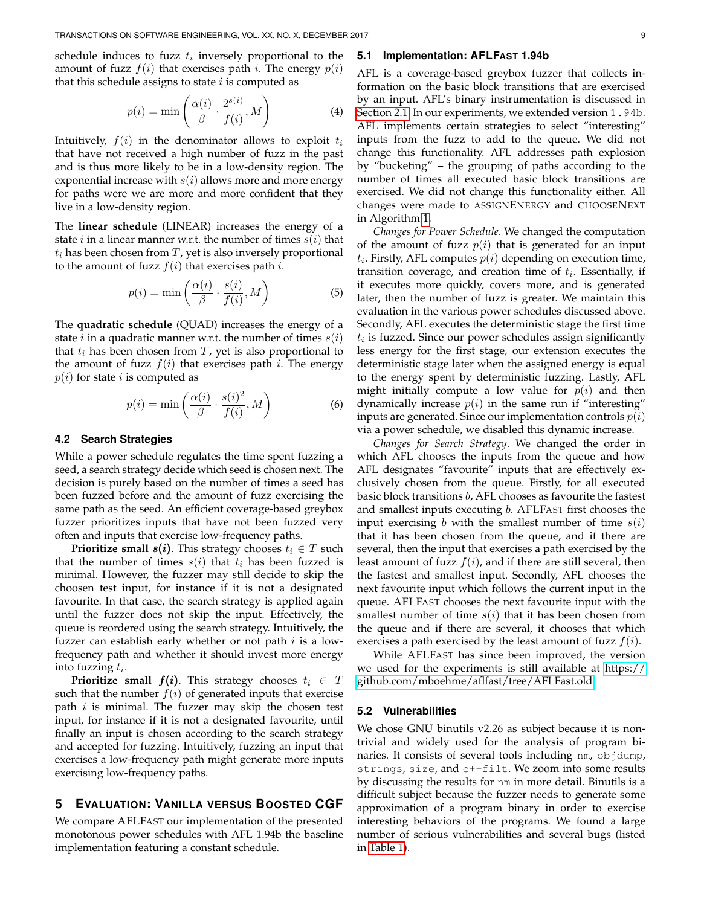schedule induces to fuzz $t_i$ inversely proportional to the amount of fuzz $f(i)$ that exercises path $i$. The energy $p(i)$ that this schedule assigns to state $i$ is computed as

$$p(i) = \min\left(\frac{\alpha(i)}{\beta} \cdot \frac{2^{s(i)}}{f(i)}, M\right) \tag{4}$$

Intuitively, $f(i)$ in the denominator allows to exploit $t_i$ that have not received a high number of fuzz in the past and is thus more likely to be in a low-density region. The exponential increase with $s(i)$ allows more and more energy for paths were we are more and more confident that they live in a low-density region.

The **linear schedule** (LINEAR) increases the energy of a state $i$ in a linear manner w.r.t. the number of times $s(i)$ that $t_i$ has been chosen from $T$, yet is also inversely proportional to the amount of fuzz $f(i)$ that exercises path $i$.

$$p(i) = \min\left(\frac{\alpha(i)}{\beta} \cdot \frac{s(i)}{f(i)}, M\right) \tag{5}$$

The **quadratic schedule** (QUAD) increases the energy of a state $i$ in a quadratic manner w.r.t. the number of times $s(i)$ that $t_i$ has been chosen from $T$, yet is also proportional to the amount of fuzz $f(i)$ that exercises path $i$. The energy $p(i)$ for state $i$ is computed as

$$p(i) = \min\left(\frac{\alpha(i)}{\beta} \cdot \frac{s(i)^2}{f(i)}, M\right) \tag{6}$$

### 4.2 Search Strategies

While a power schedule regulates the time spent fuzzing a seed, a search strategy decide which seed is chosen next. The decision is purely based on the number of times a seed has been fuzzed before and the amount of fuzz exercising the same path as the seed. An efficient coverage-based greybox fuzzer prioritizes inputs that have not been fuzzed very often and inputs that exercise low-frequency paths.

**Prioritize small $s(i)$.** This strategy chooses $t_i \in T$ such that the number of times $s(i)$ that $t_i$ has been fuzzed is minimal. However, the fuzzer may still decide to skip the choosen test input, for instance if it is not a designated favourite. In that case, the search strategy is applied again until the fuzzer does not skip the input. Effectively, the queue is reordered using the search strategy. Intuitively, the fuzzer can establish early whether or not path $i$ is a low-frequency path and whether it should invest more energy into fuzzing $t_i$.

**Prioritize small $f(i)$.** This strategy chooses $t_i \in T$ such that the number $f(i)$ of generated inputs that exercise path $i$ is minimal. The fuzzer may skip the chosen test input, for instance if it is not a designated favourite, until finally an input is chosen according to the search strategy and accepted for fuzzing. Intuitively, fuzzing an input that exercises a low-frequency path might generate more inputs exercising low-frequency paths.

## 5 Evaluation: Vanilla versus Boosted CGF

We compare AFLFast our implementation of the presented monotonous power schedules with AFL 1.94b the baseline implementation featuring a constant schedule.

### 5.1 Implementation: AFLFast 1.94b

AFL is a coverage-based greybox fuzzer that collects information on the basic block transitions that are exercised by an input. AFL's binary instrumentation is discussed in Section 2.1. In our experiments, we extended version `1.94b`. AFL implements certain strategies to select "interesting" inputs from the fuzz to add to the queue. We did not change this functionality. AFL addresses path explosion by "bucketing" – the grouping of paths according to the number of times all executed basic block transitions are exercised. We did not change this functionality either. All changes were made to AssignEnergy and ChooseNext in Algorithm 1.

*Changes for Power Schedule*. We changed the computation of the amount of fuzz $p(i)$ that is generated for an input $t_i$. Firstly, AFL computes $p(i)$ depending on execution time, transition coverage, and creation time of $t_i$. Essentially, if it executes more quickly, covers more, and is generated later, then the number of fuzz is greater. We maintain this evaluation in the various power schedules discussed above. Secondly, AFL executes the deterministic stage the first time $t_i$ is fuzzed. Since our power schedules assign significantly less energy for the first stage, our extension executes the deterministic stage later when the assigned energy is equal to the energy spent by deterministic fuzzing. Lastly, AFL might initially compute a low value for $p(i)$ and then dynamically increase $p(i)$ in the same run if "interesting" inputs are generated. Since our implementation controls $p(i)$ via a power schedule, we disabled this dynamic increase.

*Changes for Search Strategy*. We changed the order in which AFL chooses the inputs from the queue and how AFL designates "favourite" inputs that are effectively exclusively chosen from the queue. Firstly, for all executed basic block transitions $b$, AFL chooses as favourite the fastest and smallest inputs executing $b$. AFLFast first chooses the input exercising $b$ with the smallest number of time $s(i)$ that it has been chosen from the queue, and if there are several, then the input that exercises a path exercised by the least amount of fuzz $f(i)$, and if there are still several, then the fastest and smallest input. Secondly, AFL chooses the next favourite input which follows the current input in the queue. AFLFast chooses the next favourite input with the smallest number of time $s(i)$ that it has been chosen from the queue and if there are several, it chooses that which exercises a path exercised by the least amount of fuzz $f(i)$.

While AFLFast has since been improved, the version we used for the experiments is still available at https://github.com/mboehme/aflfast/tree/AFLFast.old.

### 5.2 Vulnerabilities

We chose GNU binutils v2.26 as subject because it is non-trivial and widely used for the analysis of program binaries. It consists of several tools including `nm`, `objdump`, `strings`, `size`, and `c++filt`. We zoom into some results by discussing the results for `nm` in more detail. Binutils is a difficult subject because the fuzzer needs to generate some approximation of a program binary in order to exercise interesting behaviors of the programs. We found a large number of serious vulnerabilities and several bugs (listed in Table 1).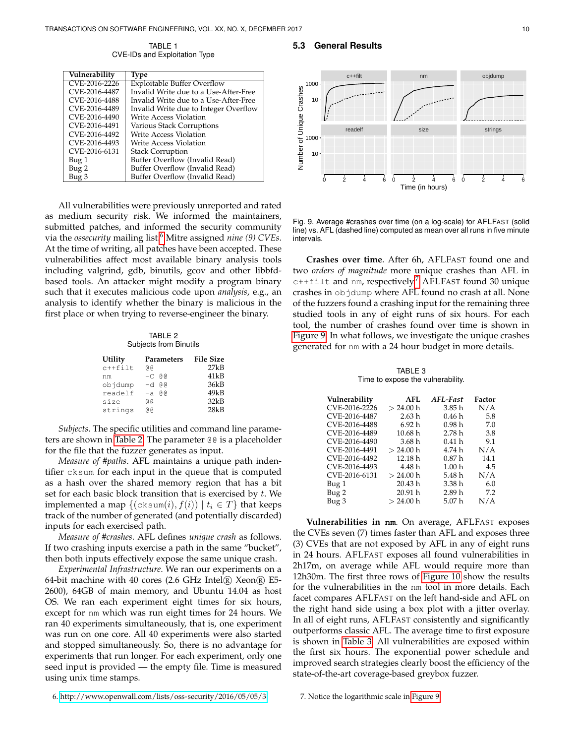TABLE 1
CVE-IDs and Exploitation Type

| Vulnerability | Type |
|---|---|
| CVE-2016-2226 | Exploitable Buffer Overflow |
| CVE-2016-4487 | Invalid Write due to a Use-After-Free |
| CVE-2016-4488 | Invalid Write due to a Use-After-Free |
| CVE-2016-4489 | Invalid Write due to Integer Overflow |
| CVE-2016-4490 | Write Access Violation |
| CVE-2016-4491 | Various Stack Corruptions |
| CVE-2016-4492 | Write Access Violation |
| CVE-2016-4493 | Write Access Violation |
| CVE-2016-6131 | Stack Corruption |
| Bug 1 | Buffer Overflow (Invalid Read) |
| Bug 2 | Buffer Overflow (Invalid Read) |
| Bug 3 | Buffer Overflow (Invalid Read) |

All vulnerabilities were previously unreported and rated as medium security risk. We informed the maintainers, submitted patches, and informed the security community via the *ossecurity* mailing list.[6] Mitre assigned *nine (9) CVEs*. At the time of writing, all patches have been accepted. These vulnerabilities affect most available binary analysis tools including valgrind, gdb, binutils, gcov and other libbfd-based tools. An attacker might modify a program binary such that it executes malicious code upon *analysis*, e.g., an analysis to identify whether the binary is malicious in the first place or when trying to reverse-engineer the binary.

TABLE 2
Subjects from Binutils

| Utility | Parameters | File Size |
|---|---|---|
| `c++filt` | `@@` | 27kB |
| `nm` | `-C @@` | 41kB |
| `objdump` | `-d @@` | 36kB |
| `readelf` | `-a @@` | 49kB |
| `size` | `@@` | 32kB |
| `strings` | `@@` | 28kB |

*Subjects*. The specific utilities and command line parameters are shown in Table 2. The parameter `@@` is a placeholder for the file that the fuzzer generates as input.

*Measure of #paths*. AFL maintains a unique path identifier `cksum` for each input in the queue that is computed as a hash over the shared memory region that has a bit set for each basic block transition that is exercised by $t$. We implemented a map $\{(\texttt{cksum}(i), f(i)) \mid t_i \in T\}$ that keeps track of the number of generated (and potentially discarded) inputs for each exercised path.

*Measure of #crashes*. AFL defines *unique crash* as follows. If two crashing inputs exercise a path in the same "bucket", then both inputs effectively expose the same unique crash.

*Experimental Infrastructure*. We ran our experiments on a 64-bit machine with 40 cores (2.6 GHz Intel® Xeon® E5-2600), 64GB of main memory, and Ubuntu 14.04 as host OS. We ran each experiment eight times for six hours, except for `nm` which was run eight times for 24 hours. We ran 40 experiments simultaneously, that is, one experiment was run on one core. All 40 experiments were also started and stopped simultaneously. So, there is no advantage for experiments that run longer. For each experiment, only one seed input is provided — the empty file. Time is measured using unix time stamps.

6. http://www.openwall.com/lists/oss-security/2016/05/05/3

### 5.3 General Results

Fig. 9. Average #crashes over time (on a log-scale) for AFLFast (solid line) vs. AFL (dashed line) computed as mean over all runs in five minute intervals.

**Crashes over time**. After 6h, AFLFast found one and two *orders of magnitude* more unique crashes than AFL in `c++filt` and `nm`, respectively.[7] AFLFast found 30 unique crashes in `objdump` where AFL found no crash at all. None of the fuzzers found a crashing input for the remaining three studied tools in any of eight runs of six hours. For each tool, the number of crashes found over time is shown in Figure 9. In what follows, we investigate the unique crashes generated for `nm` with a 24 hour budget in more details.

TABLE 3
Time to expose the vulnerability.

| Vulnerability | AFL | *AFL-Fast* | Factor |
|---|---|---|---|
| CVE-2016-2226 | > 24.00 h | 3.85 h | N/A |
| CVE-2016-4487 | 2.63 h | 0.46 h | 5.8 |
| CVE-2016-4488 | 6.92 h | 0.98 h | 7.0 |
| CVE-2016-4489 | 10.68 h | 2.78 h | 3.8 |
| CVE-2016-4490 | 3.68 h | 0.41 h | 9.1 |
| CVE-2016-4491 | > 24.00 h | 4.74 h | N/A |
| CVE-2016-4492 | 12.18 h | 0.87 h | 14.1 |
| CVE-2016-4493 | 4.48 h | 1.00 h | 4.5 |
| CVE-2016-6131 | > 24.00 h | 5.48 h | N/A |
| Bug 1 | 20.43 h | 3.38 h | 6.0 |
| Bug 2 | 20.91 h | 2.89 h | 7.2 |
| Bug 3 | > 24.00 h | 5.07 h | N/A |

**Vulnerabilities in `nm`**. On average, AFLFast exposes the CVEs seven (7) times faster than AFL and exposes three (3) CVEs that are not exposed by AFL in any of eight runs in 24 hours. AFLFast exposes all found vulnerabilities in 2h17m, on average while AFL would require more than 12h30m. The first three rows of Figure 10 show the results for the vulnerabilities in the `nm` tool in more details. Each facet compares AFLFast on the left hand-side and AFL on the right hand side using a box plot with a jitter overlay. In all of eight runs, AFLFast consistently and significantly outperforms classic AFL. The average time to first exposure is shown in Table 3. All vulnerabilities are exposed within the first six hours. The exponential power schedule and improved search strategies clearly boost the efficiency of the state-of-the-art coverage-based greybox fuzzer.

7. Notice the logarithmic scale in Figure 9.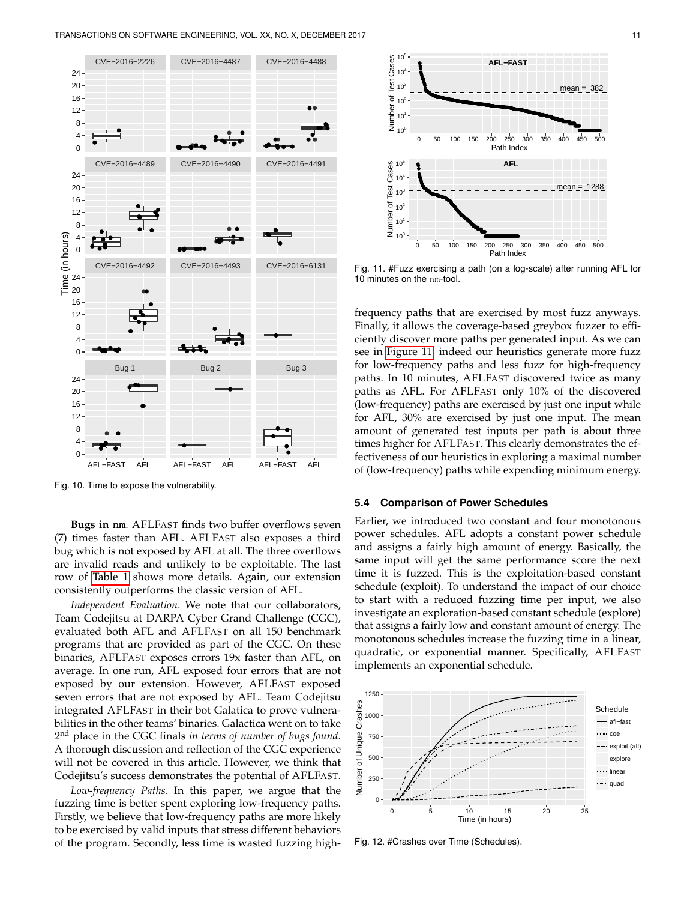Fig. 10. Time to expose the vulnerability.

**Bugs in nm**. AFLFast finds two buffer overflows seven (7) times faster than AFL. AFLFast also exposes a third bug which is not exposed by AFL at all. The three overflows are invalid reads and unlikely to be exploitable. The last row of Table 1 shows more details. Again, our extension consistently outperforms the classic version of AFL.

*Independent Evaluation*. We note that our collaborators, Team Codejitsu at DARPA Cyber Grand Challenge (CGC), evaluated both AFL and AFLFast on all 150 benchmark programs that are provided as part of the CGC. On these binaries, AFLFast exposes errors 19x faster than AFL, on average. In one run, AFL exposed four errors that are not exposed by our extension. However, AFLFast exposed seven errors that are not exposed by AFL. Team Codejitsu integrated AFLFast in their bot Galatica to prove vulnerabilities in the other teams' binaries. Galactica went on to take 2nd place in the CGC finals *in terms of number of bugs found*. A thorough discussion and reflection of the CGC experience will not be covered in this article. However, we think that Codejitsu's success demonstrates the potential of AFLFast.

*Low-frequency Paths*. In this paper, we argue that the fuzzing time is better spent exploring low-frequency paths. Firstly, we believe that low-frequency paths are more likely to be exercised by valid inputs that stress different behaviors of the program. Secondly, less time is wasted fuzzing high-frequency paths that are exercised by most fuzz anyways. Finally, it allows the coverage-based greybox fuzzer to efficiently discover more paths per generated input. As we can see in Figure 11, indeed our heuristics generate more fuzz for low-frequency paths and less fuzz for high-frequency paths. In 10 minutes, AFLFast discovered twice as many paths as AFL. For AFLFast only 10% of the discovered (low-frequency) paths are exercised by just one input while for AFL, 30% are exercised by just one input. The mean amount of generated test inputs per path is about three times higher for AFLFast. This clearly demonstrates the effectiveness of our heuristics in exploring a maximal number of (low-frequency) paths while expending minimum energy.

Fig. 11. #Fuzz exercising a path (on a log-scale) after running AFL for 10 minutes on the nm-tool.

### 5.4 Comparison of Power Schedules

Earlier, we introduced two constant and four monotonous power schedules. AFL adopts a constant power schedule and assigns a fairly high amount of energy. Basically, the same input will get the same performance score the next time it is fuzzed. This is the exploitation-based constant schedule (exploit). To understand the impact of our choice to start with a reduced fuzzing time per input, we also investigate an exploration-based constant schedule (explore) that assigns a fairly low and constant amount of energy. The monotonous schedules increase the fuzzing time in a linear, quadratic, or exponential manner. Specifically, AFLFast implements an exponential schedule.

Fig. 12. #Crashes over Time (Schedules).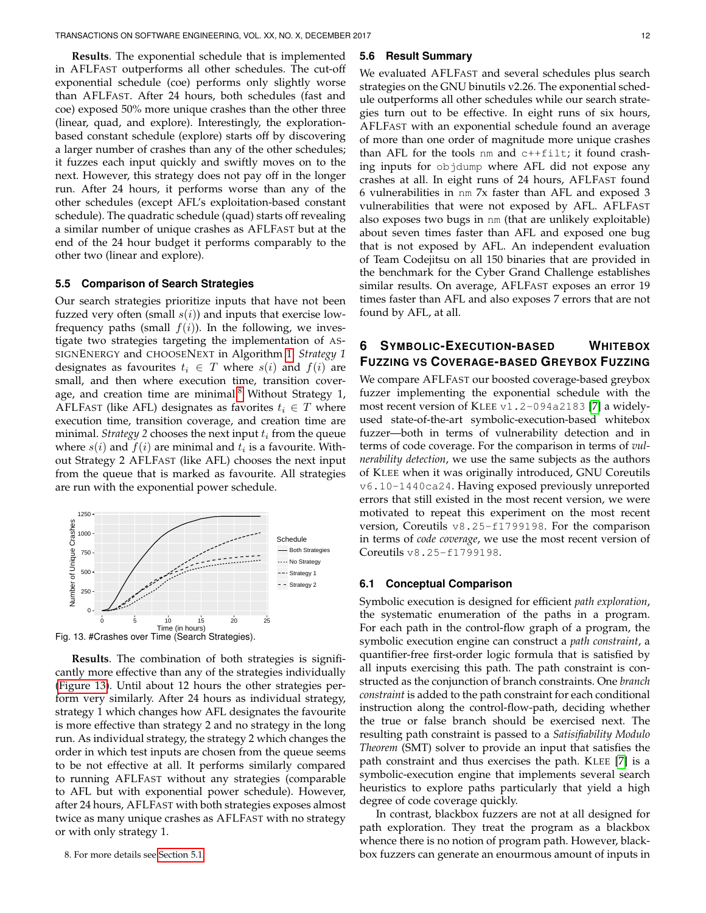**Results**. The exponential schedule that is implemented in AFLFAST outperforms all other schedules. The cut-off exponential schedule (coe) performs only slightly worse than AFLFAST. After 24 hours, both schedules (fast and coe) exposed 50% more unique crashes than the other three (linear, quad, and explore). Interestingly, the exploration-based constant schedule (explore) starts off by discovering a larger number of crashes than any of the other schedules; it fuzzes each input quickly and swiftly moves on to the next. However, this strategy does not pay off in the longer run. After 24 hours, it performs worse than any of the other schedules (except AFL's exploitation-based constant schedule). The quadratic schedule (quad) starts off revealing a similar number of unique crashes as AFLFAST but at the end of the 24 hour budget it performs comparably to the other two (linear and explore).

### 5.5 Comparison of Search Strategies

Our search strategies prioritize inputs that have not been fuzzed very often (small $s(i)$) and inputs that exercise low-frequency paths (small $f(i)$). In the following, we investigate two strategies targeting the implementation of ASSIGNENERGY and CHOOSENEXT in Algorithm 1. *Strategy 1* designates as favourites $t_i \in T$ where $s(i)$ and $f(i)$ are small, and then where execution time, transition coverage, and creation time are minimal.[8] Without Strategy 1, AFLFAST (like AFL) designates as favorites $t_i \in T$ where execution time, transition coverage, and creation time are minimal. *Strategy 2* chooses the next input $t_i$ from the queue where $s(i)$ and $f(i)$ are minimal and $t_i$ is a favourite. Without Strategy 2 AFLFAST (like AFL) chooses the next input from the queue that is marked as favourite. All strategies are run with the exponential power schedule.

Fig. 13. #Crashes over Time (Search Strategies).

**Results**. The combination of both strategies is significantly more effective than any of the strategies individually (Figure 13). Until about 12 hours the other strategies perform very similarly. After 24 hours as individual strategy, strategy 1 which changes how AFL designates the favourite is more effective than strategy 2 and no strategy in the long run. As individual strategy, the strategy 2 which changes the order in which test inputs are chosen from the queue seems to be not effective at all. It performs similarly compared to running AFLFAST without any strategies (comparable to AFL but with exponential power schedule). However, after 24 hours, AFLFAST with both strategies exposes almost twice as many unique crashes as AFLFAST with no strategy or with only strategy 1.

8. For more details see Section 5.1

### 5.6 Result Summary

We evaluated AFLFAST and several schedules plus search strategies on the GNU binutils v2.26. The exponential schedule outperforms all other schedules while our search strategies turn out to be effective. In eight runs of six hours, AFLFAST with an exponential schedule found an average of more than one order of magnitude more unique crashes than AFL for the tools `nm` and `c++filt`; it found crashing inputs for `objdump` where AFL did not expose any crashes at all. In eight runs of 24 hours, AFLFAST found 6 vulnerabilities in `nm` 7x faster than AFL and exposed 3 vulnerabilities that were not exposed by AFL. AFLFAST also exposes two bugs in `nm` (that are unlikely exploitable) about seven times faster than AFL and exposed one bug that is not exposed by AFL. An independent evaluation of Team Codejitsu on all 150 binaries that are provided in the benchmark for the Cyber Grand Challenge establishes similar results. On average, AFLFAST exposes an error 19 times faster than AFL and also exposes 7 errors that are not found by AFL, at all.

## 6 SYMBOLIC-EXECUTION-BASED WHITEBOX FUZZING VS COVERAGE-BASED GREYBOX FUZZING

We compare AFLFAST our boosted coverage-based greybox fuzzer implementing the exponential schedule with the most recent version of KLEE `v1.2-094a2183` [7] a widely-used state-of-the-art symbolic-execution-based whitebox fuzzer—both in terms of vulnerability detection and in terms of code coverage. For the comparison in terms of *vulnerability detection*, we use the same subjects as the authors of KLEE when it was originally introduced, GNU Coreutils `v6.10-1440ca24`. Having exposed previously unreported errors that still existed in the most recent version, we were motivated to repeat this experiment on the most recent version, Coreutils `v8.25-f1799198`. For the comparison in terms of *code coverage*, we use the most recent version of Coreutils `v8.25-f1799198`.

### 6.1 Conceptual Comparison

Symbolic execution is designed for efficient *path exploration*, the systematic enumeration of the paths in a program. For each path in the control-flow graph of a program, the symbolic execution engine can construct a *path constraint*, a quantifier-free first-order logic formula that is satisfied by all inputs exercising this path. The path constraint is constructed as the conjunction of branch constraints. One *branch constraint* is added to the path constraint for each conditional instruction along the control-flow-path, deciding whether the true or false branch should be exercised next. The resulting path constraint is passed to a *Satisifiability Modulo Theorem* (SMT) solver to provide an input that satisfies the path constraint and thus exercises the path. KLEE [7] is a symbolic-execution engine that implements several search heuristics to explore paths particularly that yield a high degree of code coverage quickly.

In contrast, blackbox fuzzers are not at all designed for path exploration. They treat the program as a blackbox whence there is no notion of program path. However, blackbox fuzzers can generate an enourmous amount of inputs in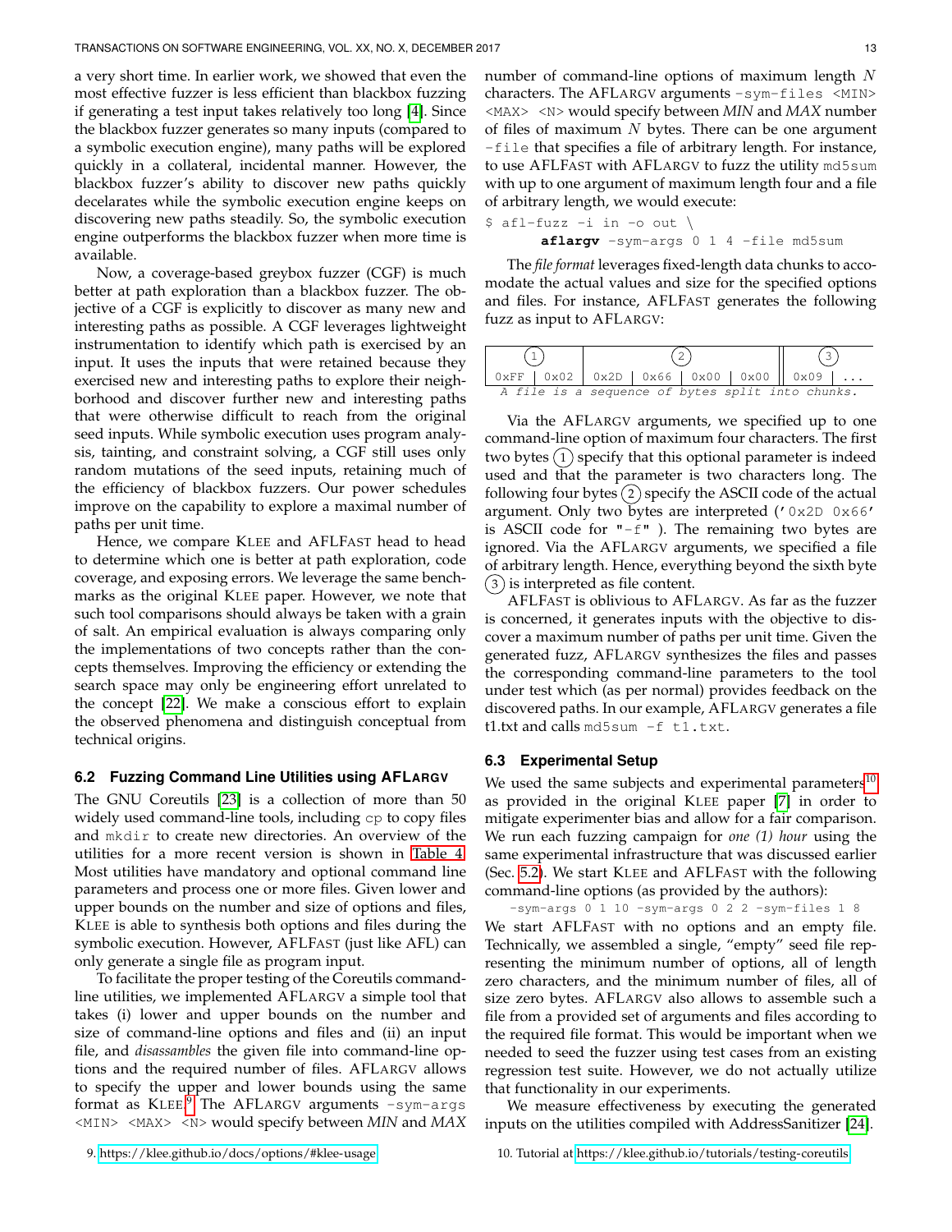a very short time. In earlier work, we showed that even the most effective fuzzer is less efficient than blackbox fuzzing if generating a test input takes relatively too long [4]. Since the blackbox fuzzer generates so many inputs (compared to a symbolic execution engine), many paths will be explored quickly in a collateral, incidental manner. However, the blackbox fuzzer's ability to discover new paths quickly decelarates while the symbolic execution engine keeps on discovering new paths steadily. So, the symbolic execution engine outperforms the blackbox fuzzer when more time is available.

Now, a coverage-based greybox fuzzer (CGF) is much better at path exploration than a blackbox fuzzer. The objective of a CGF is explicitly to discover as many new and interesting paths as possible. A CGF leverages lightweight instrumentation to identify which path is exercised by an input. It uses the inputs that were retained because they exercised new and interesting paths to explore their neighborhood and discover further new and interesting paths that were otherwise difficult to reach from the original seed inputs. While symbolic execution uses program analysis, tainting, and constraint solving, a CGF still uses only random mutations of the seed inputs, retaining much of the efficiency of blackbox fuzzers. Our power schedules improve on the capability to explore a maximal number of paths per unit time.

Hence, we compare KLEE and AFLFAST head to head to determine which one is better at path exploration, code coverage, and exposing errors. We leverage the same benchmarks as the original KLEE paper. However, we note that such tool comparisons should always be taken with a grain of salt. An empirical evaluation is always comparing only the implementations of two concepts rather than the concepts themselves. Improving the efficiency or extending the search space may only be engineering effort unrelated to the concept [22]. We make a conscious effort to explain the observed phenomena and distinguish conceptual from technical origins.

### 6.2 Fuzzing Command Line Utilities using AFLARGV

The GNU Coreutils [23] is a collection of more than 50 widely used command-line tools, including `cp` to copy files and `mkdir` to create new directories. An overview of the utilities for a more recent version is shown in Table 4. Most utilities have mandatory and optional command line parameters and process one or more files. Given lower and upper bounds on the number and size of options and files, KLEE is able to synthesis both options and files during the symbolic execution. However, AFLFAST (just like AFL) can only generate a single file as program input.

To facilitate the proper testing of the Coreutils command-line utilities, we implemented AFLARGV a simple tool that takes (i) lower and upper bounds on the number and size of command-line options and files and (ii) an input file, and *disassambles* the given file into command-line options and the required number of files. AFLARGV allows to specify the upper and lower bounds using the same format as KLEE.[9] The AFLARGV arguments `-sym-args <MIN> <MAX> <N>` would specify between *MIN* and *MAX* number of command-line options of maximum length $N$ characters. The AFLARGV arguments `-sym-files <MIN> <MAX> <N>` would specify between *MIN* and *MAX* number of files of maximum $N$ bytes. There can be one argument `-file` that specifies a file of arbitrary length. For instance, to use AFLFAST with AFLARGV to fuzz the utility `md5sum` with up to one argument of maximum length four and a file of arbitrary length, we would execute:

```
$ afl-fuzz -i in -o out \
      aflargv -sym-args 0 1 4 -file md5sum
```

The *file format* leverages fixed-length data chunks to accomodate the actual values and size for the specified options and files. For instance, AFLFAST generates the following fuzz as input to AFLARGV:

| (1) | | (2) | | | | (3) | |
|---|---|---|---|---|---|---|---|
| 0xFF | 0x02 | 0x2D | 0x66 | 0x00 | 0x00 | 0x09 | ... |

*A file is a sequence of bytes split into chunks.*

Via the AFLARGV arguments, we specified up to one command-line option of maximum four characters. The first two bytes (1) specify that this optional parameter is indeed used and that the parameter is two characters long. The following four bytes (2) specify the ASCII code of the actual argument. Only two bytes are interpreted ('0x2D 0x66' is ASCII code for "-f" ). The remaining two bytes are ignored. Via the AFLARGV arguments, we specified a file of arbitrary length. Hence, everything beyond the sixth byte (3) is interpreted as file content.

AFLFAST is oblivious to AFLARGV. As far as the fuzzer is concerned, it generates inputs with the objective to discover a maximum number of paths per unit time. Given the generated fuzz, AFLARGV synthesizes the files and passes the corresponding command-line parameters to the tool under test which (as per normal) provides feedback on the discovered paths. In our example, AFLARGV generates a file t1.txt and calls `md5sum -f t1.txt`.

### 6.3 Experimental Setup

We used the same subjects and experimental parameters[10] as provided in the original KLEE paper [7] in order to mitigate experimenter bias and allow for a fair comparison. We run each fuzzing campaign for *one (1) hour* using the same experimental infrastructure that was discussed earlier (Sec. 5.2). We start KLEE and AFLFAST with the following command-line options (as provided by the authors):

```
-sym-args 0 1 10 -sym-args 0 2 2 -sym-files 1 8
```

We start AFLFAST with no options and an empty file. Technically, we assembled a single, "empty" seed file representing the minimum number of options, all of length zero characters, and the minimum number of files, all of size zero bytes. AFLARGV also allows to assemble such a file from a provided set of arguments and files according to the required file format. This would be important when we needed to seed the fuzzer using test cases from an existing regression test suite. However, we do not actually utilize that functionality in our experiments.

We measure effectiveness by executing the generated inputs on the utilities compiled with AddressSanitizer [24].

9. https://klee.github.io/docs/options/#klee-usage

10. Tutorial at https://klee.github.io/tutorials/testing-coreutils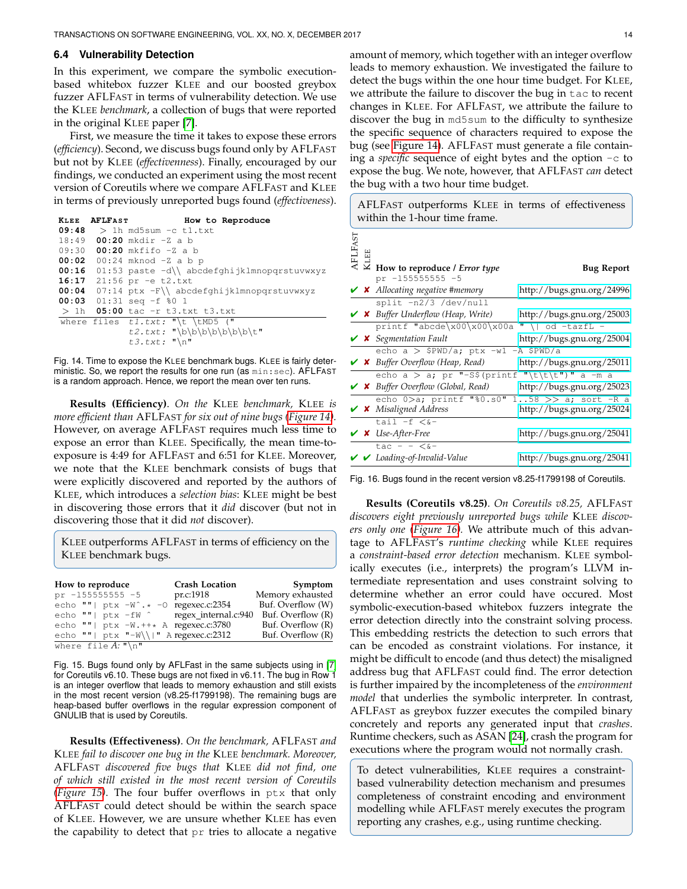### 6.4 Vulnerability Detection

In this experiment, we compare the symbolic execution-based whitebox fuzzer KLEE and our boosted greybox fuzzer AFLFAST in terms of vulnerability detection. We use the KLEE *benchmark*, a collection of bugs that were reported in the original KLEE paper [7].

First, we measure the time it takes to expose these errors (*efficiency*). Second, we discuss bugs found only by AFLFAST but not by KLEE (*effectiveness*). Finally, encouraged by our findings, we conducted an experiment using the most recent version of Coreutils where we compare AFLFAST and KLEE in terms of previously unreported bugs found (*effectiveness*).

| KLEE | AFLFAST | How to Reproduce |
|---|---|---|
| **09:48** | > 1h | `md5sum -c t1.txt` |
| 18:49 | **00:20** | `mkdir -Z a b` |
| 09:30 | **00:20** | `mkfifo -Z a b` |
| **00:02** | 00:24 | `mknod -Z a b p` |
| **00:16** | 01:53 | `paste -d\\ abcdefghijklmnopqrstuvwxyz` |
| **16:17** | 21:56 | `pr -e t2.txt` |
| **00:04** | 07:14 | `ptx -F\\ abcdefghijklmnopqrstuvwxyz` |
| **00:03** | 01:31 | `seq -f %0 1` |
| > 1h | **05:00** | `tac -r t3.txt t3.txt` |

where files *t1.txt*: "\t \tMD5 ("
*t2.txt*: "\b\b\b\b\b\b\b\t"
*t3.txt*: "\n"

Fig. 14. Time to expose the KLEE benchmark bugs. KLEE is fairly deterministic. So, we report the results for one run (as `min:sec`). AFLFAST is a random approach. Hence, we report the mean over ten runs.

**Results (Efficiency)**. *On the* KLEE *benchmark,* KLEE *is more efficient than* AFLFAST *for six out of nine bugs* (*Figure 14*). However, on average AFLFAST requires much less time to expose an error than KLEE. Specifically, the mean time-to-exposure is 4:49 for AFLFAST and 6:51 for KLEE. Moreover, we note that the KLEE benchmark consists of bugs that were explicitly discovered and reported by the authors of KLEE, which introduces a *selection bias*: KLEE might be best in discovering those errors that it *did* discover (but not in discovering those that it did *not* discover).

> KLEE outperforms AFLFAST in terms of efficiency on the KLEE benchmark bugs.

| How to reproduce | Crash Location | Symptom |
|---|---|---|
| `pr -155555555 -5` | pr.c:1918 | Memory exhausted |
| `echo ""\| ptx -W^.* -O` | regexec.c:2354 | Buf. Overflow (W) |
| `echo ""\| ptx -fW ^` | regex_internal.c:940 | Buf. Overflow (R) |
| `echo ""\| ptx -W.++* A` | regexec.c:3780 | Buf. Overflow (R) |
| `echo ""\| ptx "-W\\\|" A` | regexec.c:2312 | Buf. Overflow (R) |

where file *A*: "\n"

Fig. 15. Bugs found only by AFLFast in the same subjects using in [7] for Coreutils v6.10. These bugs are not fixed in v6.11. The bug in Row 1 is an integer overflow that leads to memory exhaustion and still exists in the most recent version (v8.25-f1799198). The remaining bugs are heap-based buffer overflows in the regular expression component of GNULIB that is used by Coreutils.

**Results (Effectiveness)**. *On the benchmark,* AFLFAST *and* KLEE *fail to discover one bug in the* KLEE *benchmark. Moreover,* AFLFAST *discovered five bugs that* KLEE *did not find, one of which still existed in the most recent version of Coreutils* (*Figure 15*). The four buffer overflows in `ptx` that only AFLFAST could detect should be within the search space of KLEE. However, we are unsure whether KLEE has even the capability to detect that `pr` tries to allocate a negative amount of memory, which together with an integer overflow leads to memory exhaustion. We investigated the failure to detect the bugs within the one hour time budget. For KLEE, we attribute the failure to discover the bug in `tac` to recent changes in KLEE. For AFLFAST, we attribute the failure to discover the bug in `md5sum` to the difficulty to synthesize the specific sequence of characters required to expose the bug (see Figure 14). AFLFAST must generate a file containing a *specific* sequence of eight bytes and the option `-c` to expose the bug. We note, however, that AFLFAST *can* detect the bug with a two hour time budget.

> AFLFAST outperforms KLEE in terms of effectiveness within the 1-hour time frame.

| AFLFAST | KLEE | How to reproduce / *Error type* | Bug Report |
|---|---|---|---|
| ✔ | ✘ | `pr -155555555 -5` / *Allocating negative #memory* | http://bugs.gnu.org/24996 |
| ✔ | ✘ | `split -n2/3 /dev/null` / *Buffer Underflow (Heap, Write)* | http://bugs.gnu.org/25003 |
| ✔ | ✘ | `printf "abcde\x00\x00\x00a " \| od -tazfL -` / *Segmentation Fault* | http://bugs.gnu.org/25004 |
| ✔ | ✘ | `echo a > $PWD/a; ptx -w1 -A $PWD/a` / *Buffer Overflow (Heap, Read)* | http://bugs.gnu.org/25011 |
| ✔ | ✘ | `echo a > a; pr "-S$(printf "\t\t\t")" a -m a` / *Buffer Overflow (Global, Read)* | http://bugs.gnu.org/25023 |
| ✔ | ✘ | `echo 0>a; printf "%0.s0" 1..58 >> a; sort -R a` / *Misaligned Address* | http://bugs.gnu.org/25024 |
| ✔ | ✘ | `tail -f <&-` / *Use-After-Free* | http://bugs.gnu.org/25041 |
| ✔ | ✔ | `tac - - <&-` / *Loading-of-Invalid-Value* | http://bugs.gnu.org/25041 |

Fig. 16. Bugs found in the recent version v8.25-f1799198 of Coreutils.

**Results (Coreutils v8.25)**. *On Coreutils v8.25,* AFLFAST *discovers eight previously unreported bugs while* KLEE *discovers only one* (*Figure 16*). We attribute much of this advantage to AFLFAST's *runtime checking* while KLEE requires a *constraint-based error detection* mechanism. KLEE symbolically executes (i.e., interprets) the program's LLVM intermediate representation and uses constraint solving to determine whether an error could have occured. Most symbolic-execution-based whitebox fuzzers integrate the error detection directly into the constraint solving process. This embedding restricts the detection to such errors that can be encoded as constraint violations. For instance, it might be difficult to encode (and thus detect) the misaligned address bug that AFLFAST could find. The error detection is further impaired by the incompleteness of the *environment model* that underlies the symbolic interpreter. In contrast, AFLFAST as greybox fuzzer executes the compiled binary concretely and reports any generated input that *crashes*. Runtime checkers, such as ASAN [24], crash the program for executions where the program would not normally crash.

> To detect vulnerabilities, KLEE requires a constraint-based vulnerability detection mechanism and presumes completeness of constraint encoding and environment modelling while AFLFAST merely executes the program reporting any crashes, e.g., using runtime checking.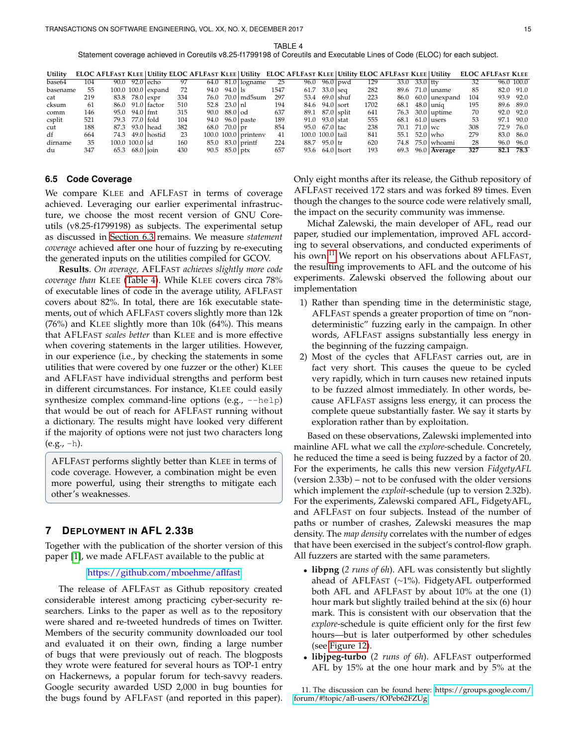TABLE 4
Statement coverage achieved in Coreutils v8.25-f1799198 of Coreutils and Executable Lines of Code (ELOC) for each subject.

| Utility | ELOC | AFLFast | Klee | Utility | ELOC | AFLFast | Klee | Utility | ELOC | AFLFast | Klee | Utility | ELOC | AFLFast | Klee | Utility | ELOC | AFLFast | Klee |
|---|---|---|---|---|---|---|---|---|---|---|---|---|---|---|---|---|---|---|---|
| base64 | 104 | 90.0 | 92.0 | echo | 97 | 64.0 | 81.0 | logname | 25 | 96.0 | 96.0 | pwd | 129 | 33.0 | 33.0 | tty | 32 | 96.0 | 100.0 |
| basename | 55 | 100.0 | 100.0 | expand | 72 | 94.0 | 94.0 | ls | 1547 | 61.7 | 33.0 | seq | 282 | 89.6 | 71.0 | uname | 85 | 82.0 | 91.0 |
| cat | 219 | 83.8 | 78.0 | expr | 334 | 76.0 | 70.0 | md5sum | 297 | 53.4 | 69.0 | shuf | 223 | 86.0 | 60.0 | unexpand | 104 | 93.9 | 92.0 |
| cksum | 61 | 86.0 | 91.0 | factor | 510 | 52.8 | 23.0 | nl | 194 | 84.6 | 94.0 | sort | 1702 | 68.1 | 48.0 | uniq | 195 | 89.6 | 89.0 |
| comm | 146 | 95.0 | 94.0 | fmt | 315 | 90.0 | 88.0 | od | 637 | 89.1 | 87.0 | split | 641 | 76.3 | 30.0 | uptime | 70 | 92.0 | 92.0 |
| csplit | 521 | 79.3 | 77.0 | fold | 104 | 94.0 | 96.0 | paste | 189 | 91.0 | 93.0 | stat | 555 | 68.1 | 61.0 | users | 53 | 97.1 | 90.0 |
| cut | 188 | 87.3 | 93.0 | head | 382 | 68.0 | 70.0 | pr | 854 | 95.0 | 67.0 | tac | 238 | 70.1 | 71.0 | wc | 308 | 72.9 | 76.0 |
| df | 664 | 74.3 | 49.0 | hostid | 23 | 100.0 | 100.0 | printenv | 41 | 100.0 | 100.0 | tail | 841 | 55.1 | 52.0 | who | 279 | 83.0 | 86.0 |
| dirname | 35 | 100.0 | 100.0 | id | 160 | 85.0 | 83.0 | printf | 224 | 88.7 | 95.0 | tr | 620 | 74.8 | 75.0 | whoami | 28 | 96.0 | 96.0 |
| du | 347 | 65.3 | 68.0 | join | 430 | 90.5 | 85.0 | ptx | 657 | 93.6 | 64.0 | tsort | 193 | 69.3 | 96.0 | **Average** | **327** | **82.1** | **78.3** |

### 6.5 Code Coverage

We compare Klee and AFLFast in terms of coverage achieved. Leveraging our earlier experimental infrastructure, we choose the most recent version of GNU Coreutils (v8.25-f1799198) as subjects. The experimental setup as discussed in Section 6.3 remains. We measure *statement coverage* achieved after one hour of fuzzing by re-executing the generated inputs on the utilities compiled for GCOV.

**Results**. *On average,* AFLFast *achieves slightly more code coverage than* Klee (Table 4). While Klee covers circa 78% of executable lines of code in the average utility, AFLFast covers about 82%. In total, there are 16k executable statements, out of which AFLFast covers slightly more than 12k (76%) and Klee slightly more than 10k (64%). This means that AFLFast *scales better* than Klee and is more effective when covering statements in the larger utilities. However, in our experience (i.e., by checking the statements in some utilities that were covered by one fuzzer or the other) Klee and AFLFast have individual strengths and perform best in different circumstances. For instance, Klee could easily synthesize complex command-line options (e.g., `--help`) that would be out of reach for AFLFast running without a dictionary. The results might have looked very different if the majority of options were not just two characters long (e.g., `-h`).

> AFLFast performs slightly better than Klee in terms of code coverage. However, a combination might be even more powerful, using their strengths to mitigate each other's weaknesses.

## 7 Deployment in AFL 2.33b

Together with the publication of the shorter version of this paper [1], we made AFLFast available to the public at

https://github.com/mboehme/aflfast

The release of AFLFast as Github repository created considerable interest among practicing cyber-security researchers. Links to the paper as well as to the repository were shared and re-tweeted hundreds of times on Twitter. Members of the security community downloaded our tool and evaluated it on their own, finding a large number of bugs that were previously out of reach. The blogposts they wrote were featured for several hours as TOP-1 entry on Hackernews, a popular forum for tech-savvy readers. Google security awarded USD 2,000 in bug bounties for the bugs found by AFLFast (and reported in this paper). Only eight months after its release, the Github repository of AFLFast received 172 stars and was forked 89 times. Even though the changes to the source code were relatively small, the impact on the security community was immense.

Michał Zalewski, the main developer of AFL, read our paper, studied our implementation, improved AFL according to several observations, and conducted experiments of his own.[11] We report on his observations about AFLFast, the resulting improvements to AFL and the outcome of his experiments. Zalewski observed the following about our implementation

1) Rather than spending time in the deterministic stage, AFLFast spends a greater proportion of time on "non-deterministic" fuzzing early in the campaign. In other words, AFLFast assigns substantially less energy in the beginning of the fuzzing campaign.
2) Most of the cycles that AFLFast carries out, are in fact very short. This causes the queue to be cycled very rapidly, which in turn causes new retained inputs to be fuzzed almost immediately. In other words, because AFLFast assigns less energy, it can process the complete queue substantially faster. We say it starts by exploration rather than by exploitation.

Based on these observations, Zalewski implemented into mainline AFL what we call the *explore*-schedule. Concretely, he reduced the time a seed is being fuzzed by a factor of 20. For the experiments, he calls this new version *FidgetyAFL* (version 2.33b) – not to be confused with the older versions which implement the *exploit*-schedule (up to version 2.32b). For the experiments, Zalewski compared AFL, FidgetyAFL, and AFLFast on four subjects. Instead of the number of paths or number of crashes, Zalewski measures the map density. The *map density* correlates with the number of edges that have been exercised in the subject's control-flow graph. All fuzzers are started with the same parameters.

- **libpng** (*2 runs of 6h*). AFL was consistently but slightly ahead of AFLFast (~1%). FidgetyAFL outperformed both AFL and AFLFast by about 10% at the one (1) hour mark but slightly trailed behind at the six (6) hour mark. This is consistent with our observation that the *explore*-schedule is quite efficient only for the first few hours—but is later outperformed by other schedules (see Figure 12).
- **libjpeg-turbo** (*2 runs of 6h*). AFLFast outperformed AFL by 15% at the one hour mark and by 5% at the

11. The discussion can be found here: https://groups.google.com/forum/#!topic/afl-users/fOPeb62FZUg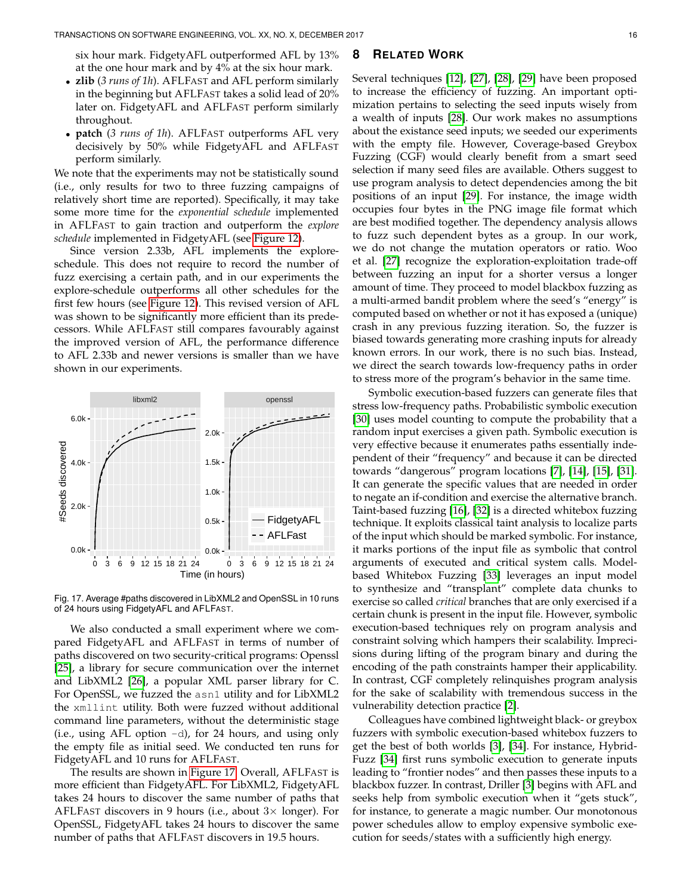six hour mark. FidgetyAFL outperformed AFL by 13% at the one hour mark and by 4% at the six hour mark.

- **zlib** (*3 runs of 1h*). AFLFAST and AFL perform similarly in the beginning but AFLFAST takes a solid lead of 20% later on. FidgetyAFL and AFLFAST perform similarly throughout.
- **patch** (*3 runs of 1h*). AFLFAST outperforms AFL very decisively by 50% while FidgetyAFL and AFLFAST perform similarly.

We note that the experiments may not be statistically sound (i.e., only results for two to three fuzzing campaigns of relatively short time are reported). Specifically, it may take some more time for the *exponential schedule* implemented in AFLFAST to gain traction and outperform the *explore schedule* implemented in FidgetyAFL (see Figure 12).

Since version 2.33b, AFL implements the explore-schedule. This does not require to record the number of fuzz exercising a certain path, and in our experiments the explore-schedule outperforms all other schedules for the first few hours (see Figure 12). This revised version of AFL was shown to be significantly more efficient than its predecessors. While AFLFAST still compares favourably against the improved version of AFL, the performance difference to AFL 2.33b and newer versions is smaller than we have shown in our experiments.

Fig. 17. Average #paths discovered in LibXML2 and OpenSSL in 10 runs of 24 hours using FidgetyAFL and AFLFAST.

We also conducted a small experiment where we compared FidgetyAFL and AFLFAST in terms of number of paths discovered on two security-critical programs: Openssl [25], a library for secure communication over the internet and LibXML2 [26], a popular XML parser library for C. For OpenSSL, we fuzzed the `asn1` utility and for LibXML2 the `xmllint` utility. Both were fuzzed without additional command line parameters, without the deterministic stage (i.e., using AFL option `-d`), for 24 hours, and using only the empty file as initial seed. We conducted ten runs for FidgetyAFL and 10 runs for AFLFAST.

The results are shown in Figure 17. Overall, AFLFAST is more efficient than FidgetyAFL. For LibXML2, FidgetyAFL takes 24 hours to discover the same number of paths that AFLFAST discovers in 9 hours (i.e., about 3× longer). For OpenSSL, FidgetyAFL takes 24 hours to discover the same number of paths that AFLFAST discovers in 19.5 hours.

## 8 RELATED WORK

Several techniques [12], [27], [28], [29] have been proposed to increase the efficiency of fuzzing. An important optimization pertains to selecting the seed inputs wisely from a wealth of inputs [28]. Our work makes no assumptions about the existance seed inputs; we seeded our experiments with the empty file. However, Coverage-based Greybox Fuzzing (CGF) would clearly benefit from a smart seed selection if many seed files are available. Others suggest to use program analysis to detect dependencies among the bit positions of an input [29]. For instance, the image width occupies four bytes in the PNG image file format which are best modified together. The dependency analysis allows to fuzz such dependent bytes as a group. In our work, we do not change the mutation operators or ratio. Woo et al. [27] recognize the exploration-exploitation trade-off between fuzzing an input for a shorter versus a longer amount of time. They proceed to model blackbox fuzzing as a multi-armed bandit problem where the seed's "energy" is computed based on whether or not it has exposed a (unique) crash in any previous fuzzing iteration. So, the fuzzer is biased towards generating more crashing inputs for already known errors. In our work, there is no such bias. Instead, we direct the search towards low-frequency paths in order to stress more of the program's behavior in the same time.

Symbolic execution-based fuzzers can generate files that stress low-frequency paths. Probabilistic symbolic execution [30] uses model counting to compute the probability that a random input exercises a given path. Symbolic execution is very effective because it enumerates paths essentially independent of their "frequency" and because it can be directed towards "dangerous" program locations [7], [14], [15], [31]. It can generate the specific values that are needed in order to negate an if-condition and exercise the alternative branch. Taint-based fuzzing [16], [32] is a directed whitebox fuzzing technique. It exploits classical taint analysis to localize parts of the input which should be marked symbolic. For instance, it marks portions of the input file as symbolic that control arguments of executed and critical system calls. Model-based Whitebox Fuzzing [33] leverages an input model to synthesize and "transplant" complete data chunks to exercise so called *critical* branches that are only exercised if a certain chunk is present in the input file. However, symbolic execution-based techniques rely on program analysis and constraint solving which hampers their scalability. Imprecisions during lifting of the program binary and during the encoding of the path constraints hamper their applicability. In contrast, CGF completely relinquishes program analysis for the sake of scalability with tremendous success in the vulnerability detection practice [2].

Colleagues have combined lightweight black- or greybox fuzzers with symbolic execution-based whitebox fuzzers to get the best of both worlds [3], [34]. For instance, Hybrid-Fuzz [34] first runs symbolic execution to generate inputs leading to "frontier nodes" and then passes these inputs to a blackbox fuzzer. In contrast, Driller [3] begins with AFL and seeks help from symbolic execution when it "gets stuck", for instance, to generate a magic number. Our monotonous power schedules allow to employ expensive symbolic execution for seeds/states with a sufficiently high energy.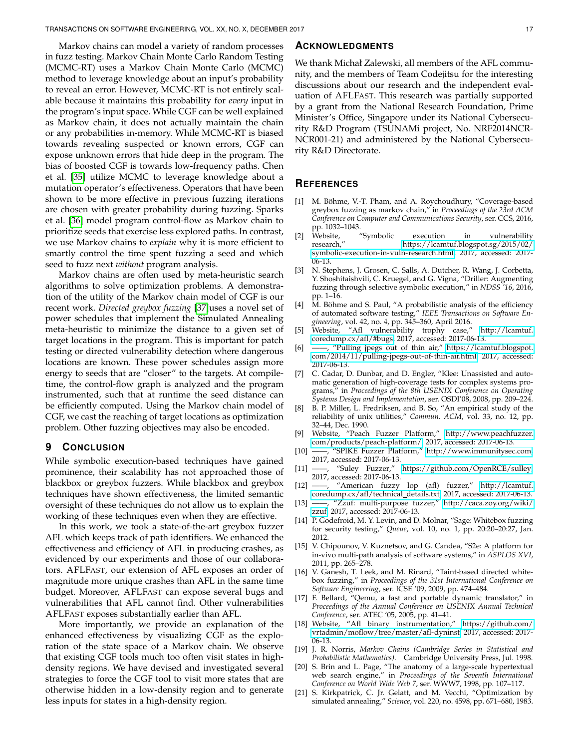Markov chains can model a variety of random processes in fuzz testing. Markov Chain Monte Carlo Random Testing (MCMC-RT) uses a Markov Chain Monte Carlo (MCMC) method to leverage knowledge about an input's probability to reveal an error. However, MCMC-RT is not entirely scalable because it maintains this probability for *every* input in the program's input space. While CGF can be well explained as Markov chain, it does not actually maintain the chain or any probabilities in-memory. While MCMC-RT is biased towards revealing suspected or known errors, CGF can expose unknown errors that hide deep in the program. The bias of boosted CGF is towards low-frequency paths. Chen et al. [35] utilize MCMC to leverage knowledge about a mutation operator's effectiveness. Operators that have been shown to be more effective in previous fuzzing iterations are chosen with greater probability during fuzzing. Sparks et al. [36] model program control-flow as Markov chain to prioritize seeds that exercise less explored paths. In contrast, we use Markov chains to *explain* why it is more efficient to smartly control the time spent fuzzing a seed and which seed to fuzz next *without* program analysis.

Markov chains are often used by meta-heuristic search algorithms to solve optimization problems. A demonstration of the utility of the Markov chain model of CGF is our recent work. *Directed greybox fuzzing* [37]uses a novel set of power schedules that implement the Simulated Annealing meta-heuristic to minimize the distance to a given set of target locations in the program. This is important for patch testing or directed vulnerability detection where dangerous locations are known. These power schedules assign more energy to seeds that are "closer" to the targets. At compile-time, the control-flow graph is analyzed and the program instrumented, such that at runtime the seed distance can be efficiently computed. Using the Markov chain model of CGF, we cast the reaching of target locations as optimization problem. Other fuzzing objectives may also be encoded.

## 9 Conclusion

While symbolic execution-based techniques have gained prominence, their scalability has not approached those of blackbox or greybox fuzzers. While blackbox and greybox techniques have shown effectiveness, the limited semantic oversight of these techniques do not allow us to explain the working of these techniques even when they are effective.

In this work, we took a state-of-the-art greybox fuzzer AFL which keeps track of path identifiers. We enhanced the effectiveness and efficiency of AFL in producing crashes, as evidenced by our experiments and those of our collaborators. AFLFast, our extension of AFL exposes an order of magnitude more unique crashes than AFL in the same time budget. Moreover, AFLFast can expose several bugs and vulnerabilities that AFL cannot find. Other vulnerabilities AFLFast exposes substantially earlier than AFL.

More importantly, we provide an explanation of the enhanced effectiveness by visualizing CGF as the exploration of the state space of a Markov chain. We observe that existing CGF tools much too often visit states in high-density regions. We have devised and investigated several strategies to force the CGF tool to visit more states that are otherwise hidden in a low-density region and to generate less inputs for states in a high-density region.

## Acknowledgments

We thank Michał Zalewski, all members of the AFL community, and the members of Team Codejitsu for the interesting discussions about our research and the independent evaluation of AFLFast. This research was partially supported by a grant from the National Research Foundation, Prime Minister's Office, Singapore under its National Cybersecurity R&D Program (TSUNAMi project, No. NRF2014NCR-NCR001-21) and administered by the National Cybersecurity R&D Directorate.

## References

[1] M. Böhme, V.-T. Pham, and A. Roychoudhury, "Coverage-based greybox fuzzing as markov chain," in *Proceedings of the 23rd ACM Conference on Computer and Communications Security*, ser. CCS, 2016, pp. 1032–1043.

[2] Website, "Symbolic execution in vulnerability research," https://lcamtuf.blogspot.sg/2015/02/symbolic-execution-in-vuln-research.html, 2017, accessed: 2017-06-13.

[3] N. Stephens, J. Grosen, C. Salls, A. Dutcher, R. Wang, J. Corbetta, Y. Shoshitaishvili, C. Kruegel, and G. Vigna, "Driller: Augmenting fuzzing through selective symbolic execution," in *NDSS '16*, 2016, pp. 1–16.

[4] M. Böhme and S. Paul, "A probabilistic analysis of the efficiency of automated software testing," *IEEE Transactions on Software Engineering*, vol. 42, no. 4, pp. 345–360, April 2016.

[5] Website, "Afl vulnerability trophy case," http://lcamtuf.coredump.cx/afl/#bugs, 2017, accessed: 2017-06-13.

[6] ——, "Pulling jpegs out of thin air," https://lcamtuf.blogspot.com/2014/11/pulling-jpegs-out-of-thin-air.html, 2017, accessed: 2017-06-13.

[7] C. Cadar, D. Dunbar, and D. Engler, "Klee: Unassisted and automatic generation of high-coverage tests for complex systems programs," in *Proceedings of the 8th USENIX Conference on Operating Systems Design and Implementation*, ser. OSDI'08, 2008, pp. 209–224.

[8] B. P. Miller, L. Fredriksen, and B. So, "An empirical study of the reliability of unix utilities," *Commun. ACM*, vol. 33, no. 12, pp. 32–44, Dec. 1990.

[9] Website, "Peach Fuzzer Platform," http://www.peachfuzzer.com/products/peach-platform/, 2017, accessed: 2017-06-13.

[10] ——, "SPIKE Fuzzer Platform," http://www.immunitysec.com, 2017, accessed: 2017-06-13.

[11] ——, "Suley Fuzzer," https://github.com/OpenRCE/sulley, 2017, accessed: 2017-06-13.

[12] ——, "American fuzzy lop (afl) fuzzer," http://lcamtuf.coredump.cx/afl/technical_details.txt, 2017, accessed: 2017-06-13.

[13] ——, "Zzuf: multi-purpose fuzzer," http://caca.zoy.org/wiki/zzuf, 2017, accessed: 2017-06-13.

[14] P. Godefroid, M. Y. Levin, and D. Molnar, "Sage: Whitebox fuzzing for security testing," *Queue*, vol. 10, no. 1, pp. 20:20–20:27, Jan. 2012.

[15] V. Chipounov, V. Kuznetsov, and G. Candea, "S2e: A platform for in-vivo multi-path analysis of software systems," in *ASPLOS XVI*, 2011, pp. 265–278.

[16] V. Ganesh, T. Leek, and M. Rinard, "Taint-based directed whitebox fuzzing," in *Proceedings of the 31st International Conference on Software Engineering*, ser. ICSE '09, 2009, pp. 474–484.

[17] F. Bellard, "Qemu, a fast and portable dynamic translator," in *Proceedings of the Annual Conference on USENIX Annual Technical Conference*, ser. ATEC '05, 2005, pp. 41–41.

[18] Website, "Afl binary instrumentation," https://github.com/vrtadmin/moflow/tree/master/afl-dyninst, 2017, accessed: 2017-06-13.

[19] J. R. Norris, *Markov Chains (Cambridge Series in Statistical and Probabilistic Mathematics)*. Cambridge University Press, Jul. 1998.

[20] S. Brin and L. Page, "The anatomy of a large-scale hypertextual web search engine," in *Proceedings of the Seventh International Conference on World Wide Web 7*, ser. WWW7, 1998, pp. 107–117.

[21] S. Kirkpatrick, C. Jr. Gelatt, and M. Vecchi, "Optimization by simulated annealing," *Science*, vol. 220, no. 4598, pp. 671–680, 1983.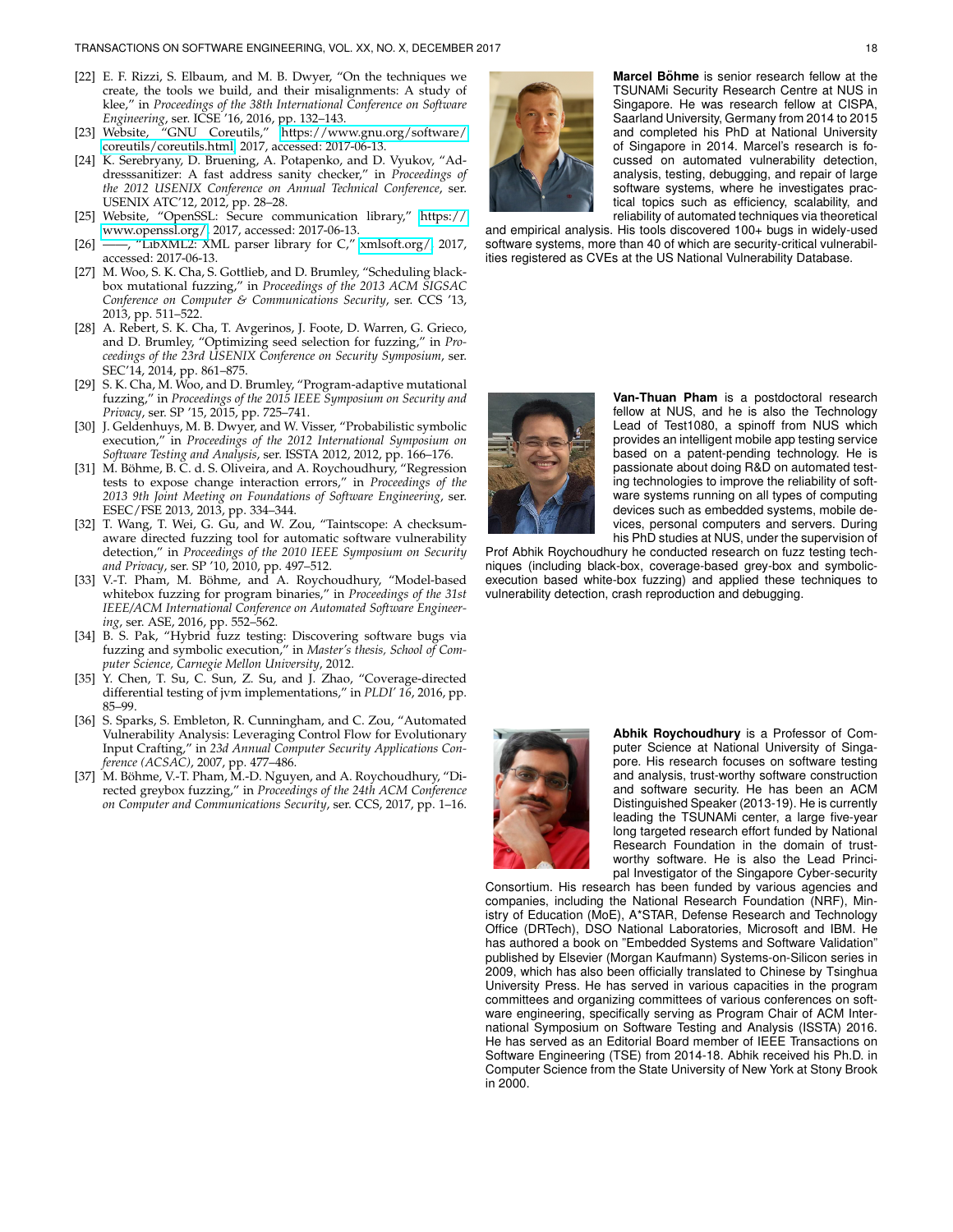[22] E. F. Rizzi, S. Elbaum, and M. B. Dwyer, "On the techniques we create, the tools we build, and their misalignments: A study of klee," in *Proceedings of the 38th International Conference on Software Engineering*, ser. ICSE '16, 2016, pp. 132–143.

[23] Website, "GNU Coreutils," https://www.gnu.org/software/coreutils/coreutils.html, 2017, accessed: 2017-06-13.

[24] K. Serebryany, D. Bruening, A. Potapenko, and D. Vyukov, "Addresssanitizer: A fast address sanity checker," in *Proceedings of the 2012 USENIX Conference on Annual Technical Conference*, ser. USENIX ATC'12, 2012, pp. 28–28.

[25] Website, "OpenSSL: Secure communication library," https://www.openssl.org/, 2017, accessed: 2017-06-13.

[26] ——, "LibXML2: XML parser library for C," xmlsoft.org/, 2017, accessed: 2017-06-13.

[27] M. Woo, S. K. Cha, S. Gottlieb, and D. Brumley, "Scheduling black-box mutational fuzzing," in *Proceedings of the 2013 ACM SIGSAC Conference on Computer & Communications Security*, ser. CCS '13, 2013, pp. 511–522.

[28] A. Rebert, S. K. Cha, T. Avgerinos, J. Foote, D. Warren, G. Grieco, and D. Brumley, "Optimizing seed selection for fuzzing," in *Proceedings of the 23rd USENIX Conference on Security Symposium*, ser. SEC'14, 2014, pp. 861–875.

[29] S. K. Cha, M. Woo, and D. Brumley, "Program-adaptive mutational fuzzing," in *Proceedings of the 2015 IEEE Symposium on Security and Privacy*, ser. SP '15, 2015, pp. 725–741.

[30] J. Geldenhuys, M. B. Dwyer, and W. Visser, "Probabilistic symbolic execution," in *Proceedings of the 2012 International Symposium on Software Testing and Analysis*, ser. ISSTA 2012, 2012, pp. 166–176.

[31] M. Böhme, B. C. d. S. Oliveira, and A. Roychoudhury, "Regression tests to expose change interaction errors," in *Proceedings of the 2013 9th Joint Meeting on Foundations of Software Engineering*, ser. ESEC/FSE 2013, 2013, pp. 334–344.

[32] T. Wang, T. Wei, G. Gu, and W. Zou, "Taintscope: A checksum-aware directed fuzzing tool for automatic software vulnerability detection," in *Proceedings of the 2010 IEEE Symposium on Security and Privacy*, ser. SP '10, 2010, pp. 497–512.

[33] V.-T. Pham, M. Böhme, and A. Roychoudhury, "Model-based whitebox fuzzing for program binaries," in *Proceedings of the 31st IEEE/ACM International Conference on Automated Software Engineering*, ser. ASE, 2016, pp. 552–562.

[34] B. S. Pak, "Hybrid fuzz testing: Discovering software bugs via fuzzing and symbolic execution," in *Master's thesis, School of Computer Science, Carnegie Mellon University*, 2012.

[35] Y. Chen, T. Su, C. Sun, Z. Su, and J. Zhao, "Coverage-directed differential testing of jvm implementations," in *PLDI' 16*, 2016, pp. 85–99.

[36] S. Sparks, S. Embleton, R. Cunningham, and C. Zou, "Automated Vulnerability Analysis: Leveraging Control Flow for Evolutionary Input Crafting," in *23d Annual Computer Security Applications Conference (ACSAC)*, 2007, pp. 477–486.

[37] M. Böhme, V.-T. Pham, M.-D. Nguyen, and A. Roychoudhury, "Directed greybox fuzzing," in *Proceedings of the 24th ACM Conference on Computer and Communications Security*, ser. CCS, 2017, pp. 1–16.

**Marcel Böhme** is senior research fellow at the TSUNAMi Security Research Centre at NUS in Singapore. He was research fellow at CISPA, Saarland University, Germany from 2014 to 2015 and completed his PhD at National University of Singapore in 2014. Marcel's research is focussed on automated vulnerability detection, analysis, testing, debugging, and repair of large software systems, where he investigates practical topics such as efficiency, scalability, and reliability of automated techniques via theoretical and empirical analysis. His tools discovered 100+ bugs in widely-used software systems, more than 40 of which are security-critical vulnerabilities registered as CVEs at the US National Vulnerability Database.

**Van-Thuan Pham** is a postdoctoral research fellow at NUS, and he is also the Technology Lead of Test1080, a spinoff from NUS which provides an intelligent mobile app testing service based on a patent-pending technology. He is passionate about doing R&D on automated testing technologies to improve the reliability of software systems running on all types of computing devices such as embedded systems, mobile devices, personal computers and servers. During his PhD studies at NUS, under the supervision of Prof Abhik Roychoudhury he conducted research on fuzz testing techniques (including black-box, coverage-based grey-box and symbolic-execution based white-box fuzzing) and applied these techniques to vulnerability detection, crash reproduction and debugging.

**Abhik Roychoudhury** is a Professor of Computer Science at National University of Singapore. His research focuses on software testing and analysis, trust-worthy software construction and software security. He has been an ACM Distinguished Speaker (2013-19). He is currently leading the TSUNAMi center, a large five-year long targeted research effort funded by National Research Foundation in the domain of trust-worthy software. He is also the Lead Principal Investigator of the Singapore Cyber-security Consortium. His research has been funded by various agencies and companies, including the National Research Foundation (NRF), Ministry of Education (MoE), A*STAR, Defense Research and Technology Office (DRTech), DSO National Laboratories, Microsoft and IBM. He has authored a book on "Embedded Systems and Software Validation" published by Elsevier (Morgan Kaufmann) Systems-on-Silicon series in 2009, which has also been officially translated to Chinese by Tsinghua University Press. He has served in various capacities in the program committees and organizing committees of various conferences on software engineering, specifically serving as Program Chair of ACM International Symposium on Software Testing and Analysis (ISSTA) 2016. He has served as an Editorial Board member of IEEE Transactions on Software Engineering (TSE) from 2014-18. Abhik received his Ph.D. in Computer Science from the State University of New York at Stony Brook in 2000.